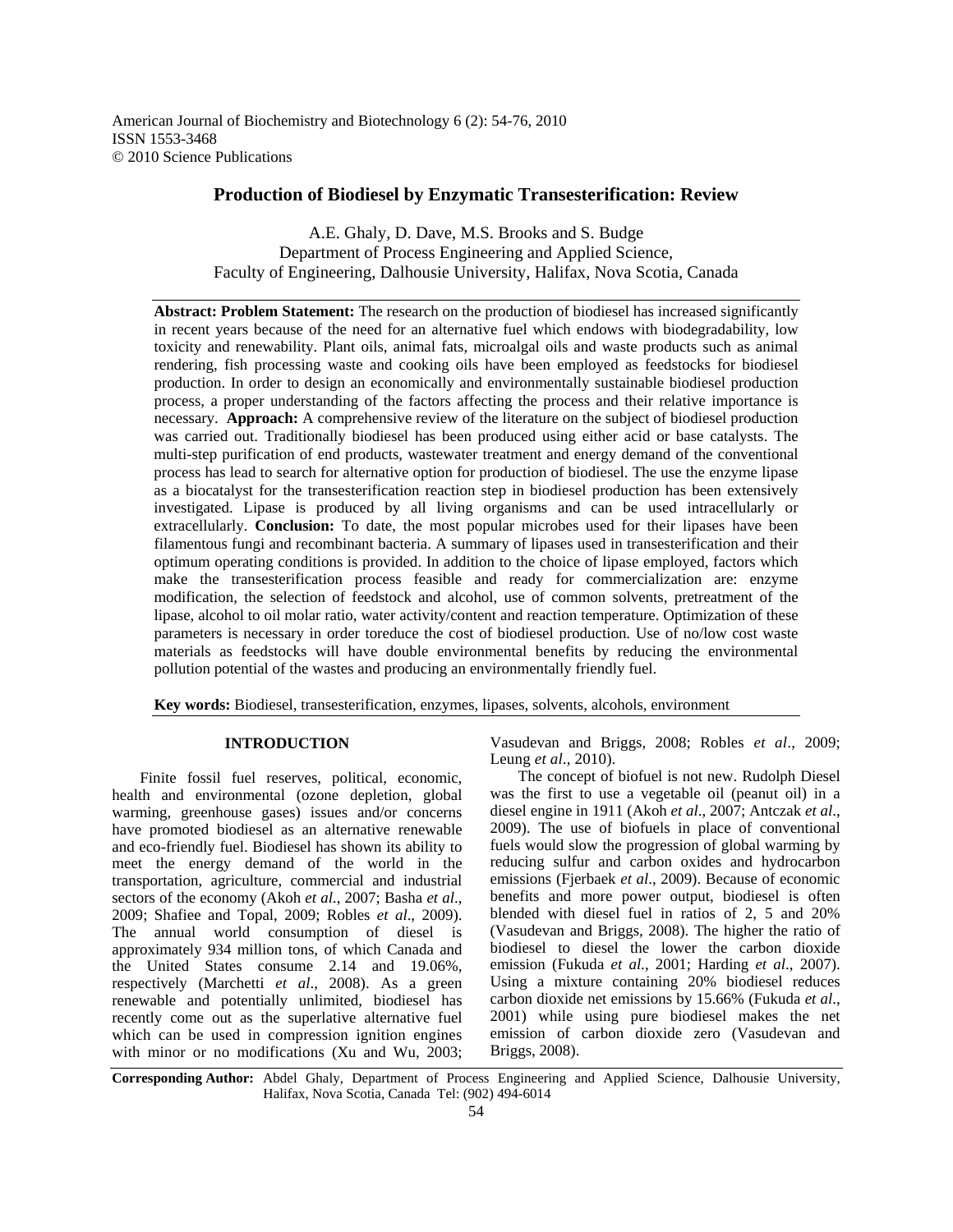American Journal of Biochemistry and Biotechnology 6 (2): 54-76, 2010
ISSN 1553-3468
© 2010 Science Publications

# Production of Biodiesel by Enzymatic Transesterification: Review

A.E. Ghaly, D. Dave, M.S. Brooks and S. Budge
Department of Process Engineering and Applied Science,
Faculty of Engineering, Dalhousie University, Halifax, Nova Scotia, Canada

**Abstract: Problem Statement:** The research on the production of biodiesel has increased significantly in recent years because of the need for an alternative fuel which endows with biodegradability, low toxicity and renewability. Plant oils, animal fats, microalgal oils and waste products such as animal rendering, fish processing waste and cooking oils have been employed as feedstocks for biodiesel production. In order to design an economically and environmentally sustainable biodiesel production process, a proper understanding of the factors affecting the process and their relative importance is necessary. **Approach:** A comprehensive review of the literature on the subject of biodiesel production was carried out. Traditionally biodiesel has been produced using either acid or base catalysts. The multi-step purification of end products, wastewater treatment and energy demand of the conventional process has lead to search for alternative option for production of biodiesel. The use the enzyme lipase as a biocatalyst for the transesterification reaction step in biodiesel production has been extensively investigated. Lipase is produced by all living organisms and can be used intracellularly or extracellularly. **Conclusion:** To date, the most popular microbes used for their lipases have been filamentous fungi and recombinant bacteria. A summary of lipases used in transesterification and their optimum operating conditions is provided. In addition to the choice of lipase employed, factors which make the transesterification process feasible and ready for commercialization are: enzyme modification, the selection of feedstock and alcohol, use of common solvents, pretreatment of the lipase, alcohol to oil molar ratio, water activity/content and reaction temperature. Optimization of these parameters is necessary in order toreduce the cost of biodiesel production. Use of no/low cost waste materials as feedstocks will have double environmental benefits by reducing the environmental pollution potential of the wastes and producing an environmentally friendly fuel.

**Key words:** Biodiesel, transesterification, enzymes, lipases, solvents, alcohols, environment

## INTRODUCTION

Finite fossil fuel reserves, political, economic, health and environmental (ozone depletion, global warming, greenhouse gases) issues and/or concerns have promoted biodiesel as an alternative renewable and eco-friendly fuel. Biodiesel has shown its ability to meet the energy demand of the world in the transportation, agriculture, commercial and industrial sectors of the economy (Akoh *et al*., 2007; Basha *et al*., 2009; Shafiee and Topal, 2009; Robles *et al*., 2009). The annual world consumption of diesel is approximately 934 million tons, of which Canada and the United States consume 2.14 and 19.06%, respectively (Marchetti *et al*., 2008). As a green renewable and potentially unlimited, biodiesel has recently come out as the superlative alternative fuel which can be used in compression ignition engines with minor or no modifications (Xu and Wu, 2003; Vasudevan and Briggs, 2008; Robles *et al*., 2009; Leung *et al*., 2010).

The concept of biofuel is not new. Rudolph Diesel was the first to use a vegetable oil (peanut oil) in a diesel engine in 1911 (Akoh *et al*., 2007; Antczak *et al*., 2009). The use of biofuels in place of conventional fuels would slow the progression of global warming by reducing sulfur and carbon oxides and hydrocarbon emissions (Fjerbaek *et al*., 2009). Because of economic benefits and more power output, biodiesel is often blended with diesel fuel in ratios of 2, 5 and 20% (Vasudevan and Briggs, 2008). The higher the ratio of biodiesel to diesel the lower the carbon dioxide emission (Fukuda *et al*., 2001; Harding *et al*., 2007). Using a mixture containing 20% biodiesel reduces carbon dioxide net emissions by 15.66% (Fukuda *et al*., 2001) while using pure biodiesel makes the net emission of carbon dioxide zero (Vasudevan and Briggs, 2008).

**Corresponding Author:** Abdel Ghaly, Department of Process Engineering and Applied Science, Dalhousie University, Halifax, Nova Scotia, Canada Tel: (902) 494-6014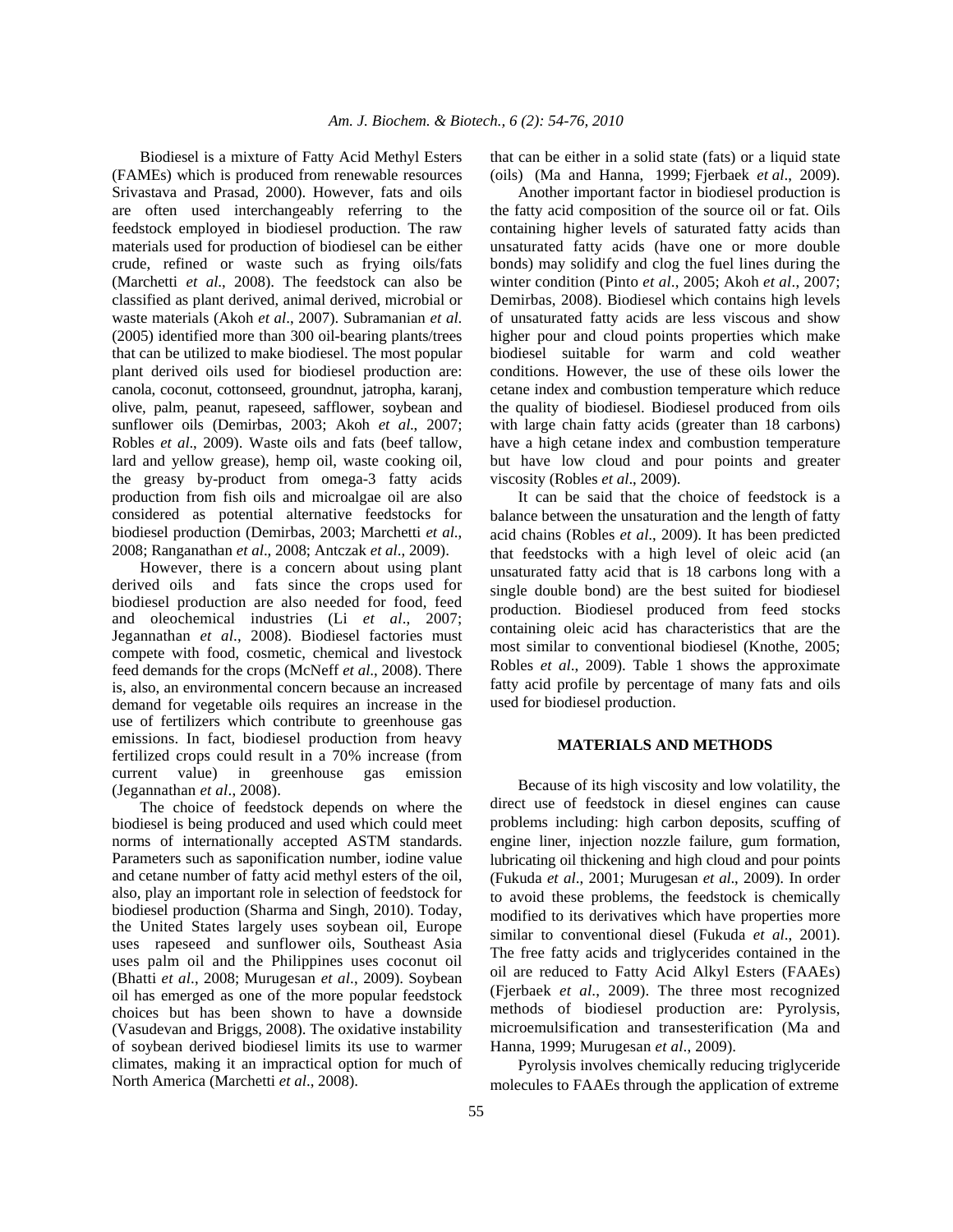Biodiesel is a mixture of Fatty Acid Methyl Esters (FAMEs) which is produced from renewable resources Srivastava and Prasad, 2000). However, fats and oils are often used interchangeably referring to the feedstock employed in biodiesel production. The raw materials used for production of biodiesel can be either crude, refined or waste such as frying oils/fats (Marchetti *et al*., 2008). The feedstock can also be classified as plant derived, animal derived, microbial or waste materials (Akoh *et al*., 2007). Subramanian *et al.* (2005) identified more than 300 oil-bearing plants/trees that can be utilized to make biodiesel. The most popular plant derived oils used for biodiesel production are: canola, coconut, cottonseed, groundnut, jatropha, karanj, olive, palm, peanut, rapeseed, safflower, soybean and sunflower oils (Demirbas, 2003; Akoh *et al*., 2007; Robles *et al*., 2009). Waste oils and fats (beef tallow, lard and yellow grease), hemp oil, waste cooking oil, the greasy by-product from omega-3 fatty acids production from fish oils and microalgae oil are also considered as potential alternative feedstocks for biodiesel production (Demirbas, 2003; Marchetti *et al*., 2008; Ranganathan *et al*., 2008; Antczak *et al*., 2009).

However, there is a concern about using plant derived oils and fats since the crops used for biodiesel production are also needed for food, feed and oleochemical industries (Li *et al*., 2007; Jegannathan *et al*., 2008). Biodiesel factories must compete with food, cosmetic, chemical and livestock feed demands for the crops (McNeff *et al*., 2008). There is, also, an environmental concern because an increased demand for vegetable oils requires an increase in the use of fertilizers which contribute to greenhouse gas emissions. In fact, biodiesel production from heavy fertilized crops could result in a 70% increase (from current value) in greenhouse gas emission (Jegannathan *et al*., 2008).

The choice of feedstock depends on where the biodiesel is being produced and used which could meet norms of internationally accepted ASTM standards. Parameters such as saponification number, iodine value and cetane number of fatty acid methyl esters of the oil, also, play an important role in selection of feedstock for biodiesel production (Sharma and Singh, 2010). Today, the United States largely uses soybean oil, Europe uses rapeseed and sunflower oils, Southeast Asia uses palm oil and the Philippines uses coconut oil (Bhatti *et al*., 2008; Murugesan *et al*., 2009). Soybean oil has emerged as one of the more popular feedstock choices but has been shown to have a downside (Vasudevan and Briggs, 2008). The oxidative instability of soybean derived biodiesel limits its use to warmer climates, making it an impractical option for much of North America (Marchetti *et al*., 2008).

that can be either in a solid state (fats) or a liquid state (oils) (Ma and Hanna, 1999; Fjerbaek *et al*., 2009).

Another important factor in biodiesel production is the fatty acid composition of the source oil or fat. Oils containing higher levels of saturated fatty acids than unsaturated fatty acids (have one or more double bonds) may solidify and clog the fuel lines during the winter condition (Pinto *et al*., 2005; Akoh *et al*., 2007; Demirbas, 2008). Biodiesel which contains high levels of unsaturated fatty acids are less viscous and show higher pour and cloud points properties which make biodiesel suitable for warm and cold weather conditions. However, the use of these oils lower the cetane index and combustion temperature which reduce the quality of biodiesel. Biodiesel produced from oils with large chain fatty acids (greater than 18 carbons) have a high cetane index and combustion temperature but have low cloud and pour points and greater viscosity (Robles *et al*., 2009).

It can be said that the choice of feedstock is a balance between the unsaturation and the length of fatty acid chains (Robles *et al*., 2009). It has been predicted that feedstocks with a high level of oleic acid (an unsaturated fatty acid that is 18 carbons long with a single double bond) are the best suited for biodiesel production. Biodiesel produced from feed stocks containing oleic acid has characteristics that are the most similar to conventional biodiesel (Knothe, 2005; Robles *et al*., 2009). Table 1 shows the approximate fatty acid profile by percentage of many fats and oils used for biodiesel production.

## MATERIALS AND METHODS

Because of its high viscosity and low volatility, the direct use of feedstock in diesel engines can cause problems including: high carbon deposits, scuffing of engine liner, injection nozzle failure, gum formation, lubricating oil thickening and high cloud and pour points (Fukuda *et al*., 2001; Murugesan *et al*., 2009). In order to avoid these problems, the feedstock is chemically modified to its derivatives which have properties more similar to conventional diesel (Fukuda *et al*., 2001). The free fatty acids and triglycerides contained in the oil are reduced to Fatty Acid Alkyl Esters (FAAEs) (Fjerbaek *et al*., 2009). The three most recognized methods of biodiesel production are: Pyrolysis, microemulsification and transesterification (Ma and Hanna, 1999; Murugesan *et al*., 2009).

Pyrolysis involves chemically reducing triglyceride molecules to FAAEs through the application of extreme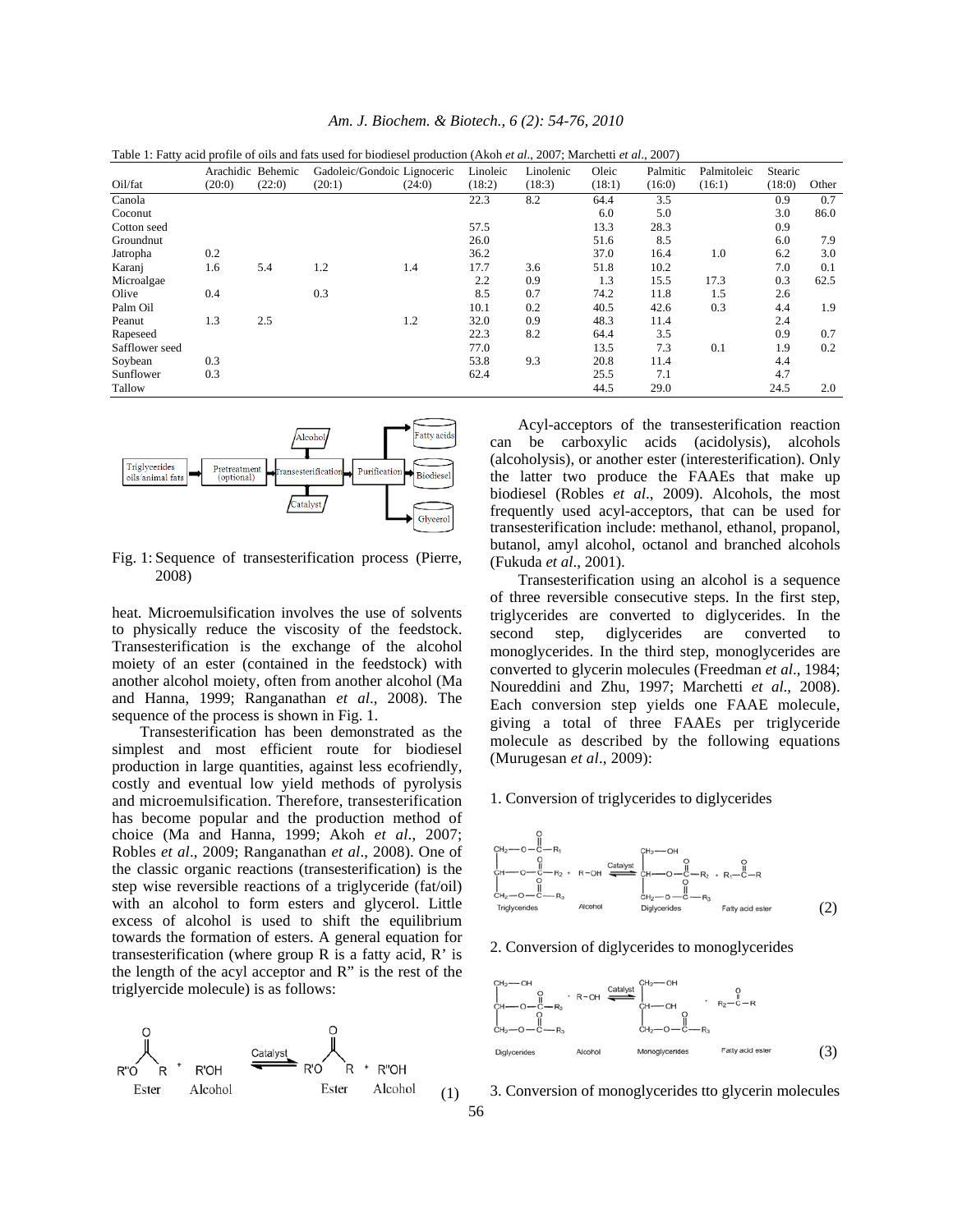Table 1: Fatty acid profile of oils and fats used for biodiesel production (Akoh *et al*., 2007; Marchetti *et al*., 2007)

| Oil/fat | Arachidic (20:0) | Behemic (22:0) | Gadoleic/Gondoic (20:1) | Lignoceric (24:0) | Linoleic (18:2) | Linolenic (18:3) | Oleic (18:1) | Palmitic (16:0) | Palmitoleic (16:1) | Stearic (18:0) | Other |
|---|---|---|---|---|---|---|---|---|---|---|---|
| Canola | | | | | 22.3 | 8.2 | 64.4 | 3.5 | | 0.9 | 0.7 |
| Coconut | | | | | | | 6.0 | 5.0 | | 3.0 | 86.0 |
| Cotton seed | | | | | 57.5 | | 13.3 | 28.3 | | 0.9 | |
| Groundnut | | | | | 26.0 | | 51.6 | 8.5 | | 6.0 | 7.9 |
| Jatropha | 0.2 | | | | 36.2 | | 37.0 | 16.4 | 1.0 | 6.2 | 3.0 |
| Karanj | 1.6 | 5.4 | 1.2 | 1.4 | 17.7 | 3.6 | 51.8 | 10.2 | | 7.0 | 0.1 |
| Microalgae | | | | | 2.2 | 0.9 | 1.3 | 15.5 | 17.3 | 0.3 | 62.5 |
| Olive | 0.4 | | 0.3 | | 8.5 | 0.7 | 74.2 | 11.8 | 1.5 | 2.6 | |
| Palm Oil | | | | | 10.1 | 0.2 | 40.5 | 42.6 | 0.3 | 4.4 | 1.9 |
| Peanut | 1.3 | 2.5 | | 1.2 | 32.0 | 0.9 | 48.3 | 11.4 | | 2.4 | |
| Rapeseed | | | | | 22.3 | 8.2 | 64.4 | 3.5 | | 0.9 | 0.7 |
| Safflower seed | | | | | 77.0 | | 13.5 | 7.3 | 0.1 | 1.9 | 0.2 |
| Soybean | 0.3 | | | | 53.8 | 9.3 | 20.8 | 11.4 | | 4.4 | |
| Sunflower | 0.3 | | | | 62.4 | | 25.5 | 7.1 | | 4.7 | |
| Tallow | | | | | | | 44.5 | 29.0 | | 24.5 | 2.0 |

Fig. 1: Sequence of transesterification process (Pierre, 2008)

heat. Microemulsification involves the use of solvents to physically reduce the viscosity of the feedstock. Transesterification is the exchange of the alcohol moiety of an ester (contained in the feedstock) with another alcohol moiety, often from another alcohol (Ma and Hanna, 1999; Ranganathan *et al*., 2008). The sequence of the process is shown in Fig. 1.

Transesterification has been demonstrated as the simplest and most efficient route for biodiesel production in large quantities, against less ecofriendly, costly and eventual low yield methods of pyrolysis and microemulsification. Therefore, transesterification has become popular and the production method of choice (Ma and Hanna, 1999; Akoh *et al*., 2007; Robles *et al*., 2009; Ranganathan *et al*., 2008). One of the classic organic reactions (transesterification) is the step wise reversible reactions of a triglyceride (fat/oil) with an alcohol to form esters and glycerol. Little excess of alcohol is used to shift the equilibrium towards the formation of esters. A general equation for transesterification (where group R is a fatty acid, R' is the length of the acyl acceptor and R" is the rest of the triglyercide molecule) is as follows:

$$\underset{\text{Ester}}{R''O-C(=O)-R} + \underset{\text{Alcohol}}{R'OH} \xrightleftharpoons{\text{Catalyst}} \underset{\text{Ester}}{R'O-C(=O)-R} + \underset{\text{Alcohol}}{R''OH} \quad (1)$$

Acyl-acceptors of the transesterification reaction can be carboxylic acids (acidolysis), alcohols (alcoholysis), or another ester (interesterification). Only the latter two produce the FAAEs that make up biodiesel (Robles *et al*., 2009). Alcohols, the most frequently used acyl-acceptors, that can be used for transesterification include: methanol, ethanol, propanol, butanol, amyl alcohol, octanol and branched alcohols (Fukuda *et al*., 2001).

Transesterification using an alcohol is a sequence of three reversible consecutive steps. In the first step, triglycerides are converted to diglycerides. In the second step, diglycerides are converted to monoglycerides. In the third step, monoglycerides are converted to glycerin molecules (Freedman *et al*., 1984; Noureddini and Zhu, 1997; Marchetti *et al*., 2008). Each conversion step yields one FAAE molecule, giving a total of three FAAEs per triglyceride molecule as described by the following equations (Murugesan *et al*., 2009):

1. Conversion of triglycerides to diglycerides

$$\underset{\text{Triglycerides}}{\begin{matrix} CH_2-O-C(=O)-R_1 \\ CH-O-C(=O)-R_2 \\ CH_2-O-C(=O)-R_3 \end{matrix}} + \underset{\text{Alcohol}}{R-OH} \xrightleftharpoons{\text{Catalyst}} \underset{\text{Diglycerides}}{\begin{matrix} CH_2-OH \\ CH-O-C(=O)-R_2 \\ CH_2-O-C(=O)-R_3 \end{matrix}} + \underset{\text{Fatty acid ester}}{R_1-C(=O)-R} \quad (2)$$

2. Conversion of diglycerides to monoglycerides

$$\underset{\text{Diglycerides}}{\begin{matrix} CH_2-OH \\ CH-O-C(=O)-R_2 \\ CH_2-O-C(=O)-R_3 \end{matrix}} + \underset{\text{Alcohol}}{R-OH} \xrightleftharpoons{\text{Catalyst}} \underset{\text{Monoglycerides}}{\begin{matrix} CH_2-OH \\ CH-OH \\ CH_2-O-C(=O)-R_3 \end{matrix}} + \underset{\text{Fatty acid ester}}{R_2-C(=O)-R} \quad (3)$$

3. Conversion of monoglycerides tto glycerin molecules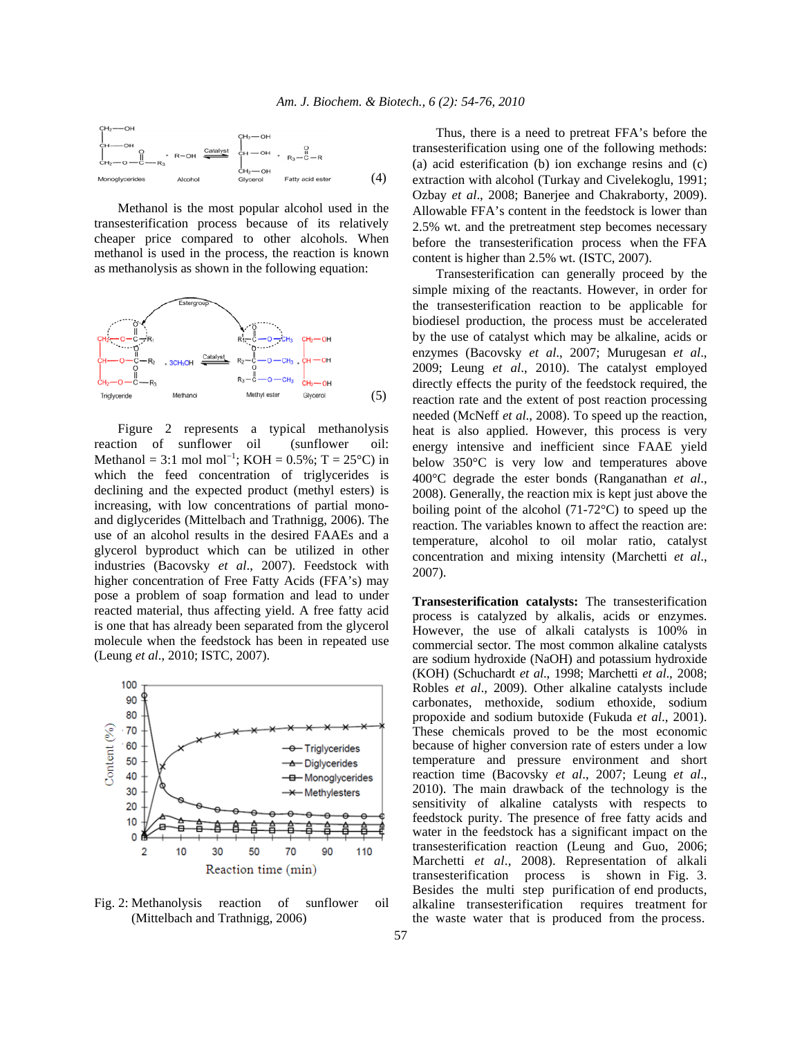$$\text{Monoglycerides} + \text{R-OH} \xrightleftharpoons{\text{Catalyst}} \text{Glycerol} + \text{Fatty acid ester} \quad (4)$$

Methanol is the most popular alcohol used in the transesterification process because of its relatively cheaper price compared to other alcohols. When methanol is used in the process, the reaction is known as methanolysis as shown in the following equation:

$$\text{Triglyceride} + 3CH_3OH \xrightleftharpoons{\text{Catalyst}} \text{Methyl ester} + \text{Glycerol} \quad (5)$$

Figure 2 represents a typical methanolysis reaction of sunflower oil (sunflower oil: Methanol = 3:1 mol $mol^{-1}$; KOH = 0.5%; T = 25°C) in which the feed concentration of triglycerides is declining and the expected product (methyl esters) is increasing, with low concentrations of partial mono- and diglycerides (Mittelbach and Trathnigg, 2006). The use of an alcohol results in the desired FAAEs and a glycerol byproduct which can be utilized in other industries (Bacovsky *et al*., 2007). Feedstock with higher concentration of Free Fatty Acids (FFA's) may pose a problem of soap formation and lead to under reacted material, thus affecting yield. A free fatty acid is one that has already been separated from the glycerol molecule when the feedstock has been in repeated use (Leung *et al*., 2010; ISTC, 2007).

Fig. 2: Methanolysis reaction of sunflower oil (Mittelbach and Trathnigg, 2006)

Thus, there is a need to pretreat FFA's before the transesterification using one of the following methods: (a) acid esterification (b) ion exchange resins and (c) extraction with alcohol (Turkay and Civelekoglu, 1991; Ozbay *et al*., 2008; Banerjee and Chakraborty, 2009). Allowable FFA's content in the feedstock is lower than 2.5% wt. and the pretreatment step becomes necessary before the transesterification process when the FFA content is higher than 2.5% wt. (ISTC, 2007).

Transesterification can generally proceed by the simple mixing of the reactants. However, in order for the transesterification reaction to be applicable for biodiesel production, the process must be accelerated by the use of catalyst which may be alkaline, acids or enzymes (Bacovsky *et al*., 2007; Murugesan *et al*., 2009; Leung *et al*., 2010). The catalyst employed directly effects the purity of the feedstock required, the reaction rate and the extent of post reaction processing needed (McNeff *et al*., 2008). To speed up the reaction, heat is also applied. However, this process is very energy intensive and inefficient since FAAE yield below 350°C is very low and temperatures above 400°C degrade the ester bonds (Ranganathan *et al*., 2008). Generally, the reaction mix is kept just above the boiling point of the alcohol (71-72°C) to speed up the reaction. The variables known to affect the reaction are: temperature, alcohol to oil molar ratio, catalyst concentration and mixing intensity (Marchetti *et al*., 2007).

**Transesterification catalysts:** The transesterification process is catalyzed by alkalis, acids or enzymes. However, the use of alkali catalysts is 100% in commercial sector. The most common alkaline catalysts are sodium hydroxide (NaOH) and potassium hydroxide (KOH) (Schuchardt *et al*., 1998; Marchetti *et al*., 2008; Robles *et al*., 2009). Other alkaline catalysts include carbonates, methoxide, sodium ethoxide, sodium propoxide and sodium butoxide (Fukuda *et al*., 2001). These chemicals proved to be the most economic because of higher conversion rate of esters under a low temperature and pressure environment and short reaction time (Bacovsky *et al*., 2007; Leung *et al*., 2010). The main drawback of the technology is the sensitivity of alkaline catalysts with respects to feedstock purity. The presence of free fatty acids and water in the feedstock has a significant impact on the transesterification reaction (Leung and Guo, 2006; Marchetti *et al*., 2008). Representation of alkali transesterification process is shown in Fig. 3. Besides the multi step purification of end products, alkaline transesterification requires treatment for the waste water that is produced from the process.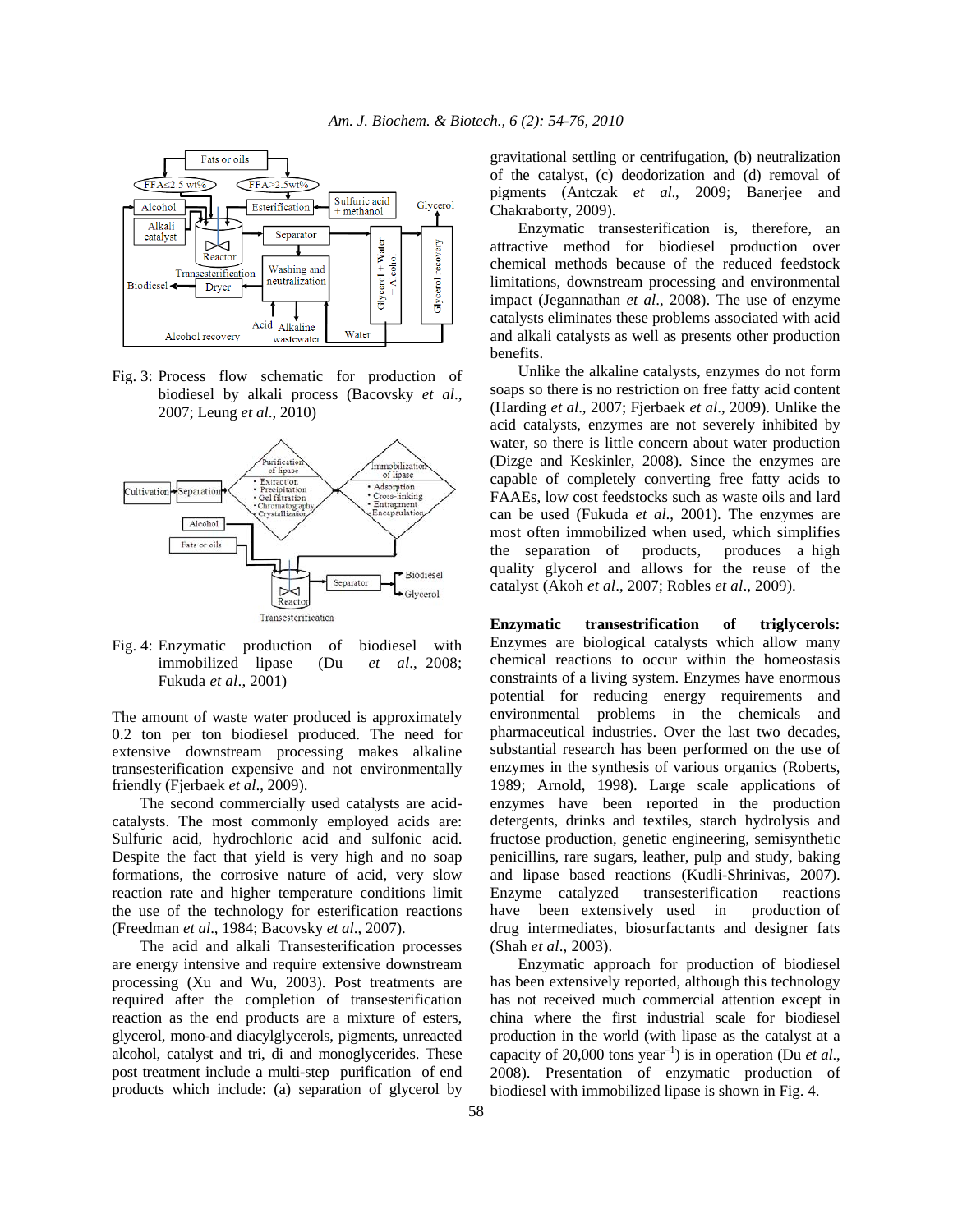Fig. 3: Process flow schematic for production of biodiesel by alkali process (Bacovsky *et al*., 2007; Leung *et al*., 2010)

Fig. 4: Enzymatic production of biodiesel with immobilized lipase (Du *et al*., 2008; Fukuda *et al*., 2001)

The amount of waste water produced is approximately 0.2 ton per ton biodiesel produced. The need for extensive downstream processing makes alkaline transesterification expensive and not environmentally friendly (Fjerbaek *et al*., 2009).

The second commercially used catalysts are acid-catalysts. The most commonly employed acids are: Sulfuric acid, hydrochloric acid and sulfonic acid. Despite the fact that yield is very high and no soap formations, the corrosive nature of acid, very slow reaction rate and higher temperature conditions limit the use of the technology for esterification reactions (Freedman *et al*., 1984; Bacovsky *et al*., 2007).

The acid and alkali Transesterification processes are energy intensive and require extensive downstream processing (Xu and Wu, 2003). Post treatments are required after the completion of transesterification reaction as the end products are a mixture of esters, glycerol, mono-and diacylglycerols, pigments, unreacted alcohol, catalyst and tri, di and monoglycerides. These post treatment include a multi-step purification of end products which include: (a) separation of glycerol by gravitational settling or centrifugation, (b) neutralization of the catalyst, (c) deodorization and (d) removal of pigments (Antczak *et al*., 2009; Banerjee and Chakraborty, 2009).

Enzymatic transesterification is, therefore, an attractive method for biodiesel production over chemical methods because of the reduced feedstock limitations, downstream processing and environmental impact (Jegannathan *et al*., 2008). The use of enzyme catalysts eliminates these problems associated with acid and alkali catalysts as well as presents other production benefits.

Unlike the alkaline catalysts, enzymes do not form soaps so there is no restriction on free fatty acid content (Harding *et al*., 2007; Fjerbaek *et al*., 2009). Unlike the acid catalysts, enzymes are not severely inhibited by water, so there is little concern about water production (Dizge and Keskinler, 2008). Since the enzymes are capable of completely converting free fatty acids to FAAEs, low cost feedstocks such as waste oils and lard can be used (Fukuda *et al*., 2001). The enzymes are most often immobilized when used, which simplifies the separation of products, produces a high quality glycerol and allows for the reuse of the catalyst (Akoh *et al*., 2007; Robles *et al*., 2009).

**Enzymatic transestrification of triglycerols:** Enzymes are biological catalysts which allow many chemical reactions to occur within the homeostasis constraints of a living system. Enzymes have enormous potential for reducing energy requirements and environmental problems in the chemicals and pharmaceutical industries. Over the last two decades, substantial research has been performed on the use of enzymes in the synthesis of various organics (Roberts, 1989; Arnold, 1998). Large scale applications of enzymes have been reported in the production detergents, drinks and textiles, starch hydrolysis and fructose production, genetic engineering, semisynthetic penicillins, rare sugars, leather, pulp and study, baking and lipase based reactions (Kudli-Shrinivas, 2007). Enzyme catalyzed transesterification reactions have been extensively used in production of drug intermediates, biosurfactants and designer fats (Shah *et al*., 2003).

Enzymatic approach for production of biodiesel has been extensively reported, although this technology has not received much commercial attention except in china where the first industrial scale for biodiesel production in the world (with lipase as the catalyst at a capacity of 20,000 tons year$^{-1}$) is in operation (Du *et al*., 2008). Presentation of enzymatic production of biodiesel with immobilized lipase is shown in Fig. 4.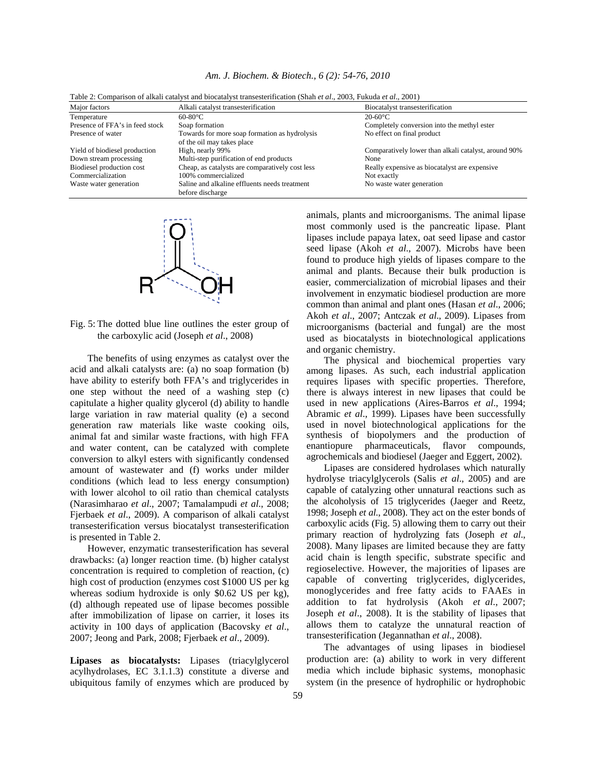Table 2: Comparison of alkali catalyst and biocatalyst transesterification (Shah *et al*., 2003, Fukuda *et al*., 2001)

| Major factors | Alkali catalyst transesterification | Biocatalyst transesterification |
|---|---|---|
| Temperature | 60-80°C | 20-60°C |
| Presence of FFA's in feed stock | Soap formation | Completely conversion into the methyl ester |
| Presence of water | Towards for more soap formation as hydrolysis of the oil may takes place | No effect on final product |
| Yield of biodiesel production | High, nearly 99% | Comparatively lower than alkali catalyst, around 90% |
| Down stream processing | Multi-step purification of end products | None |
| Biodiesel production cost | Cheap, as catalysts are comparatively cost less | Really expensive as biocatalyst are expensive |
| Commercialization | 100% commercialized | Not exactly |
| Waste water generation | Saline and alkaline effluents needs treatment before discharge | No waste water generation |

Fig. 5: The dotted blue line outlines the ester group of the carboxylic acid (Joseph *et al*., 2008)

The benefits of using enzymes as catalyst over the acid and alkali catalysts are: (a) no soap formation (b) have ability to esterify both FFA's and triglycerides in one step without the need of a washing step (c) capitulate a higher quality glycerol (d) ability to handle large variation in raw material quality (e) a second generation raw materials like waste cooking oils, animal fat and similar waste fractions, with high FFA and water content, can be catalyzed with complete conversion to alkyl esters with significantly condensed amount of wastewater and (f) works under milder conditions (which lead to less energy consumption) with lower alcohol to oil ratio than chemical catalysts (Narasimharao *et al*., 2007; Tamalampudi *et al*., 2008; Fjerbaek *et al*., 2009). A comparison of alkali catalyst transesterification versus biocatalyst transesterification is presented in Table 2.

However, enzymatic transesterification has several drawbacks: (a) longer reaction time. (b) higher catalyst concentration is required to completion of reaction, (c) high cost of production (enzymes cost \$1000 US per kg whereas sodium hydroxide is only \$0.62 US per kg), (d) although repeated use of lipase becomes possible after immobilization of lipase on carrier, it loses its activity in 100 days of application (Bacovsky *et al*., 2007; Jeong and Park, 2008; Fjerbaek *et al*., 2009).

**Lipases as biocatalysts:** Lipases (triacylglycerol acylhydrolases, EC 3.1.1.3) constitute a diverse and ubiquitous family of enzymes which are produced by animals, plants and microorganisms. The animal lipase most commonly used is the pancreatic lipase. Plant lipases include papaya latex, oat seed lipase and castor seed lipase (Akoh *et al*., 2007). Microbs have been found to produce high yields of lipases compare to the animal and plants. Because their bulk production is easier, commercialization of microbial lipases and their involvement in enzymatic biodiesel production are more common than animal and plant ones (Hasan *et al*., 2006; Akoh *et al*., 2007; Antczak *et al*., 2009). Lipases from microorganisms (bacterial and fungal) are the most used as biocatalysts in biotechnological applications and organic chemistry.

The physical and biochemical properties vary among lipases. As such, each industrial application requires lipases with specific properties. Therefore, there is always interest in new lipases that could be used in new applications (Aires-Barros *et al*., 1994; Abramic *et al*., 1999). Lipases have been successfully used in novel biotechnological applications for the synthesis of biopolymers and the production of enantiopure pharmaceuticals, flavor compounds, agrochemicals and biodiesel (Jaeger and Eggert, 2002).

Lipases are considered hydrolases which naturally hydrolyse triacylglycerols (Salis *et al*., 2005) and are capable of catalyzing other unnatural reactions such as the alcoholysis of 15 triglycerides (Jaeger and Reetz, 1998; Joseph *et al*., 2008). They act on the ester bonds of carboxylic acids (Fig. 5) allowing them to carry out their primary reaction of hydrolyzing fats (Joseph *et al*., 2008). Many lipases are limited because they are fatty acid chain is length specific, substrate specific and regioselective. However, the majorities of lipases are capable of converting triglycerides, diglycerides, monoglycerides and free fatty acids to FAAEs in addition to fat hydrolysis (Akoh *et al*., 2007; Joseph *et al*., 2008). It is the stability of lipases that allows them to catalyze the unnatural reaction of transesterification (Jegannathan *et al*., 2008).

The advantages of using lipases in biodiesel production are: (a) ability to work in very different media which include biphasic systems, monophasic system (in the presence of hydrophilic or hydrophobic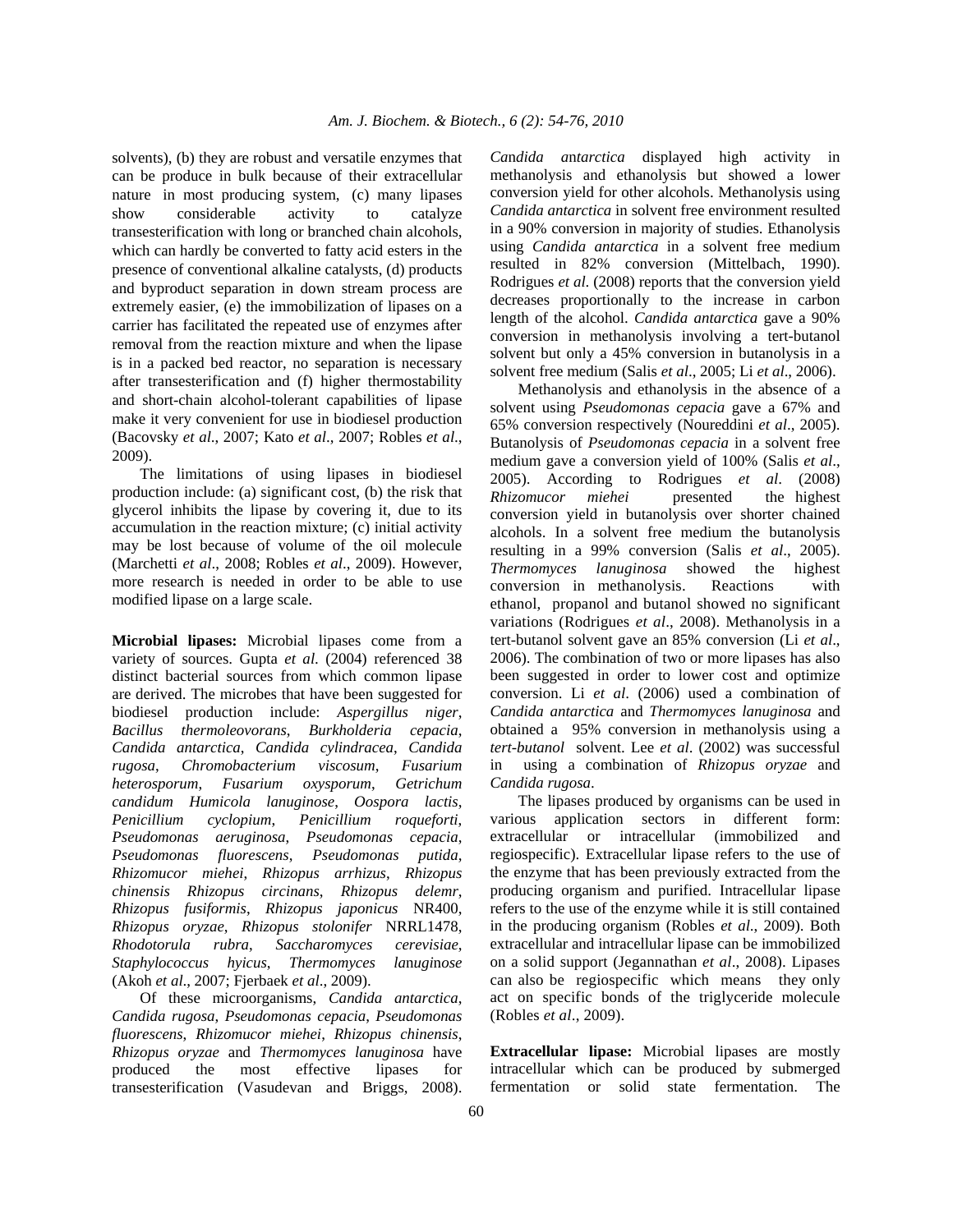solvents), (b) they are robust and versatile enzymes that can be produce in bulk because of their extracellular nature in most producing system, (c) many lipases show considerable activity to catalyze transesterification with long or branched chain alcohols, which can hardly be converted to fatty acid esters in the presence of conventional alkaline catalysts, (d) products and byproduct separation in down stream process are extremely easier, (e) the immobilization of lipases on a carrier has facilitated the repeated use of enzymes after removal from the reaction mixture and when the lipase is in a packed bed reactor, no separation is necessary after transesterification and (f) higher thermostability and short-chain alcohol-tolerant capabilities of lipase make it very convenient for use in biodiesel production (Bacovsky *et al*., 2007; Kato *et al*., 2007; Robles *et al*., 2009).

The limitations of using lipases in biodiesel production include: (a) significant cost, (b) the risk that glycerol inhibits the lipase by covering it, due to its accumulation in the reaction mixture; (c) initial activity may be lost because of volume of the oil molecule (Marchetti *et al*., 2008; Robles *et al*., 2009). However, more research is needed in order to be able to use modified lipase on a large scale.

**Microbial lipases:** Microbial lipases come from a variety of sources. Gupta *et al*. (2004) referenced 38 distinct bacterial sources from which common lipase are derived. The microbes that have been suggested for biodiesel production include: *Aspergillus niger*, *Bacillus thermoleovorans*, *Burkholderia cepacia*, *Candida antarctica*, *Candida cylindracea*, *Candida rugosa*, *Chromobacterium viscosum*, *Fusarium heterosporum*, *Fusarium oxysporum*, *Getrichum candidum Humicola lanuginose*, *Oospora lactis*, *Penicillium cyclopium*, *Penicillium roqueforti*, *Pseudomonas aeruginosa*, *Pseudomonas cepacia*, *Pseudomonas fluorescens*, *Pseudomonas putida*, *Rhizomucor miehei*, *Rhizopus arrhizus*, *Rhizopus chinensis Rhizopus circinans*, *Rhizopus delemr*, *Rhizopus fusiformis*, *Rhizopus japonicus* NR400, *Rhizopus oryzae*, *Rhizopus stolonifer* NRRL1478, *Rhodotorula rubra*, *Saccharomyces cerevisiae*, *Staphylococcus hyicus*, *Thermomyces lanuginose* (Akoh *et al*., 2007; Fjerbaek *et al*., 2009).

Of these microorganisms, *Candida antarctica*, *Candida rugosa*, *Pseudomonas cepacia*, *Pseudomonas fluorescens*, *Rhizomucor miehei*, *Rhizopus chinensis*, *Rhizopus oryzae* and *Thermomyces lanuginosa* have produced the most effective lipases for transesterification (Vasudevan and Briggs, 2008). *Candida antarctica* displayed high activity in methanolysis and ethanolysis but showed a lower conversion yield for other alcohols. Methanolysis using *Candida antarctica* in solvent free environment resulted in a 90% conversion in majority of studies. Ethanolysis using *Candida antarctica* in a solvent free medium resulted in 82% conversion (Mittelbach, 1990). Rodrigues *et al*. (2008) reports that the conversion yield decreases proportionally to the increase in carbon length of the alcohol. *Candida antarctica* gave a 90% conversion in methanolysis involving a tert-butanol solvent but only a 45% conversion in butanolysis in a solvent free medium (Salis *et al*., 2005; Li *et al*., 2006).

Methanolysis and ethanolysis in the absence of a solvent using *Pseudomonas cepacia* gave a 67% and 65% conversion respectively (Noureddini *et al*., 2005). Butanolysis of *Pseudomonas cepacia* in a solvent free medium gave a conversion yield of 100% (Salis *et al*., 2005). According to Rodrigues *et al*. (2008) *Rhizomucor miehei* presented the highest conversion yield in butanolysis over shorter chained alcohols. In a solvent free medium the butanolysis resulting in a 99% conversion (Salis *et al*., 2005). *Thermomyces lanuginosa* showed the highest conversion in methanolysis. Reactions with ethanol, propanol and butanol showed no significant variations (Rodrigues *et al*., 2008). Methanolysis in a tert-butanol solvent gave an 85% conversion (Li *et al*., 2006). The combination of two or more lipases has also been suggested in order to lower cost and optimize conversion. Li *et al*. (2006) used a combination of *Candida antarctica* and *Thermomyces lanuginosa* and obtained a 95% conversion in methanolysis using a *tert-butanol* solvent. Lee *et al*. (2002) was successful in using a combination of *Rhizopus oryzae* and *Candida rugosa*.

The lipases produced by organisms can be used in various application sectors in different form: extracellular or intracellular (immobilized and regiospecific). Extracellular lipase refers to the use of the enzyme that has been previously extracted from the producing organism and purified. Intracellular lipase refers to the use of the enzyme while it is still contained in the producing organism (Robles *et al*., 2009). Both extracellular and intracellular lipase can be immobilized on a solid support (Jegannathan *et al*., 2008). Lipases can also be regiospecific which means they only act on specific bonds of the triglyceride molecule (Robles *et al*., 2009).

**Extracellular lipase:** Microbial lipases are mostly intracellular which can be produced by submerged fermentation or solid state fermentation. The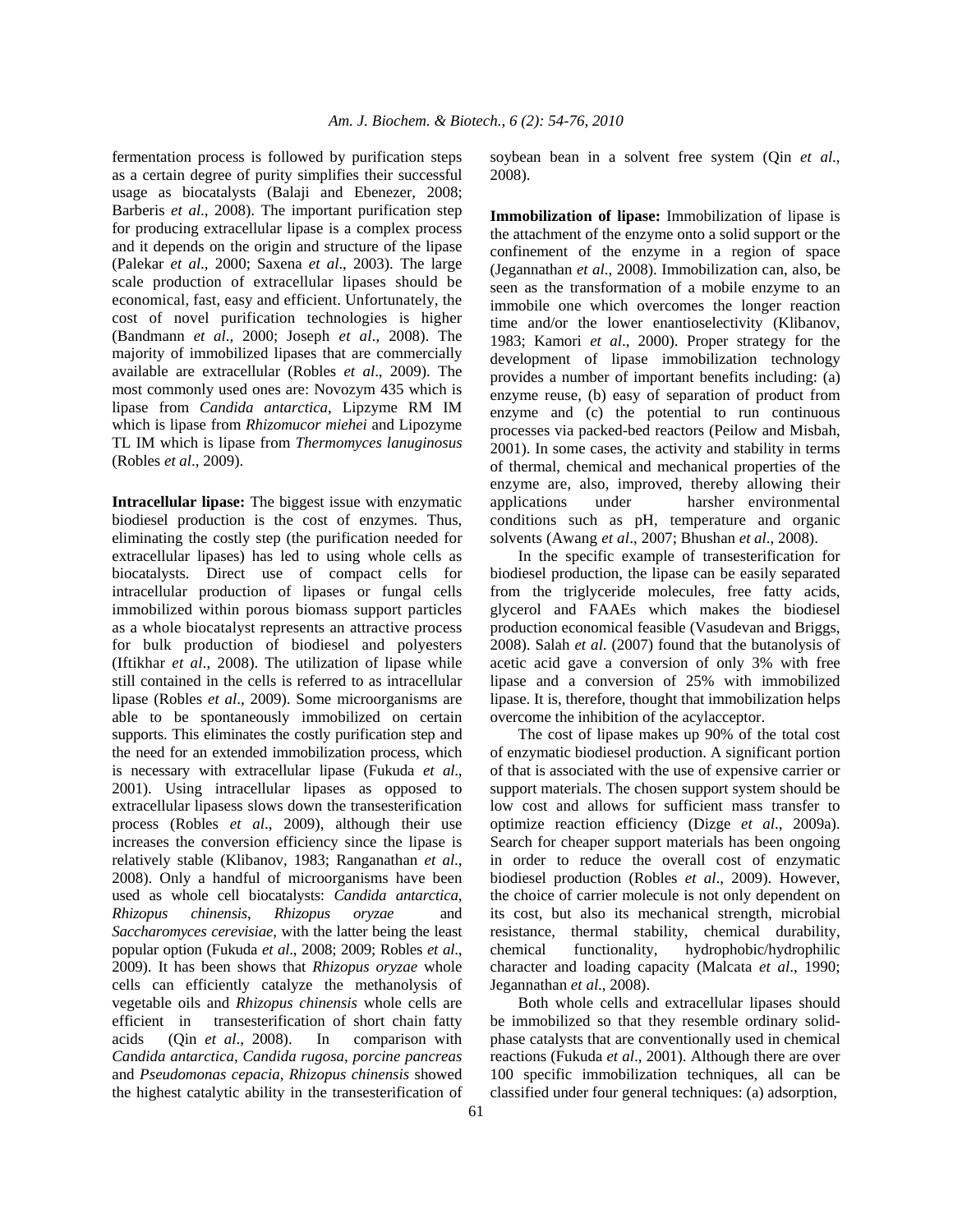fermentation process is followed by purification steps as a certain degree of purity simplifies their successful usage as biocatalysts (Balaji and Ebenezer, 2008; Barberis *et al*., 2008). The important purification step for producing extracellular lipase is a complex process and it depends on the origin and structure of the lipase (Palekar *et al*., 2000; Saxena *et al*., 2003). The large scale production of extracellular lipases should be economical, fast, easy and efficient. Unfortunately, the cost of novel purification technologies is higher (Bandmann *et al*., 2000; Joseph *et al*., 2008). The majority of immobilized lipases that are commercially available are extracellular (Robles *et al*., 2009). The most commonly used ones are: Novozym 435 which is lipase from *Candida antarctica*, Lipzyme RM IM which is lipase from *Rhizomucor miehei* and Lipozyme TL IM which is lipase from *Thermomyces lanuginosus* (Robles *et al*., 2009).

**Intracellular lipase:** The biggest issue with enzymatic biodiesel production is the cost of enzymes. Thus, eliminating the costly step (the purification needed for extracellular lipases) has led to using whole cells as biocatalysts. Direct use of compact cells for intracellular production of lipases or fungal cells immobilized within porous biomass support particles as a whole biocatalyst represents an attractive process for bulk production of biodiesel and polyesters (Iftikhar *et al*., 2008). The utilization of lipase while still contained in the cells is referred to as intracellular lipase (Robles *et al*., 2009). Some microorganisms are able to be spontaneously immobilized on certain supports. This eliminates the costly purification step and the need for an extended immobilization process, which is necessary with extracellular lipase (Fukuda *et al*., 2001). Using intracellular lipases as opposed to extracellular lipasess slows down the transesterification process (Robles *et al*., 2009), although their use increases the conversion efficiency since the lipase is relatively stable (Klibanov, 1983; Ranganathan *et al*., 2008). Only a handful of microorganisms have been used as whole cell biocatalysts: *Candida antarctica*, *Rhizopus chinensis*, *Rhizopus oryzae* and *Saccharomyces cerevisiae*, with the latter being the least popular option (Fukuda *et al*., 2008; 2009; Robles *et al*., 2009). It has been shows that *Rhizopus oryzae* whole cells can efficiently catalyze the methanolysis of vegetable oils and *Rhizopus chinensis* whole cells are efficient in transesterification of short chain fatty acids (Qin *et al*., 2008). In comparison with *Candida antarctica*, *Candida rugosa*, *porcine pancreas* and *Pseudomonas cepacia*, *Rhizopus chinensis* showed the highest catalytic ability in the transesterification of soybean bean in a solvent free system (Qin *et al*., 2008).

**Immobilization of lipase:** Immobilization of lipase is the attachment of the enzyme onto a solid support or the confinement of the enzyme in a region of space (Jegannathan *et al*., 2008). Immobilization can, also, be seen as the transformation of a mobile enzyme to an immobile one which overcomes the longer reaction time and/or the lower enantioselectivity (Klibanov, 1983; Kamori *et al*., 2000). Proper strategy for the development of lipase immobilization technology provides a number of important benefits including: (a) enzyme reuse, (b) easy of separation of product from enzyme and (c) the potential to run continuous processes via packed-bed reactors (Peilow and Misbah, 2001). In some cases, the activity and stability in terms of thermal, chemical and mechanical properties of the enzyme are, also, improved, thereby allowing their applications under harsher environmental conditions such as pH, temperature and organic solvents (Awang *et al*., 2007; Bhushan *et al*., 2008).

In the specific example of transesterification for biodiesel production, the lipase can be easily separated from the triglyceride molecules, free fatty acids, glycerol and FAAEs which makes the biodiesel production economical feasible (Vasudevan and Briggs, 2008). Salah *et al*. (2007) found that the butanolysis of acetic acid gave a conversion of only 3% with free lipase and a conversion of 25% with immobilized lipase. It is, therefore, thought that immobilization helps overcome the inhibition of the acylacceptor.

The cost of lipase makes up 90% of the total cost of enzymatic biodiesel production. A significant portion of that is associated with the use of expensive carrier or support materials. The chosen support system should be low cost and allows for sufficient mass transfer to optimize reaction efficiency (Dizge *et al*., 2009a). Search for cheaper support materials has been ongoing in order to reduce the overall cost of enzymatic biodiesel production (Robles *et al*., 2009). However, the choice of carrier molecule is not only dependent on its cost, but also its mechanical strength, microbial resistance, thermal stability, chemical durability, chemical functionality, hydrophobic/hydrophilic character and loading capacity (Malcata *et al*., 1990; Jegannathan *et al*., 2008).

Both whole cells and extracellular lipases should be immobilized so that they resemble ordinary solid-phase catalysts that are conventionally used in chemical reactions (Fukuda *et al*., 2001). Although there are over 100 specific immobilization techniques, all can be classified under four general techniques: (a) adsorption,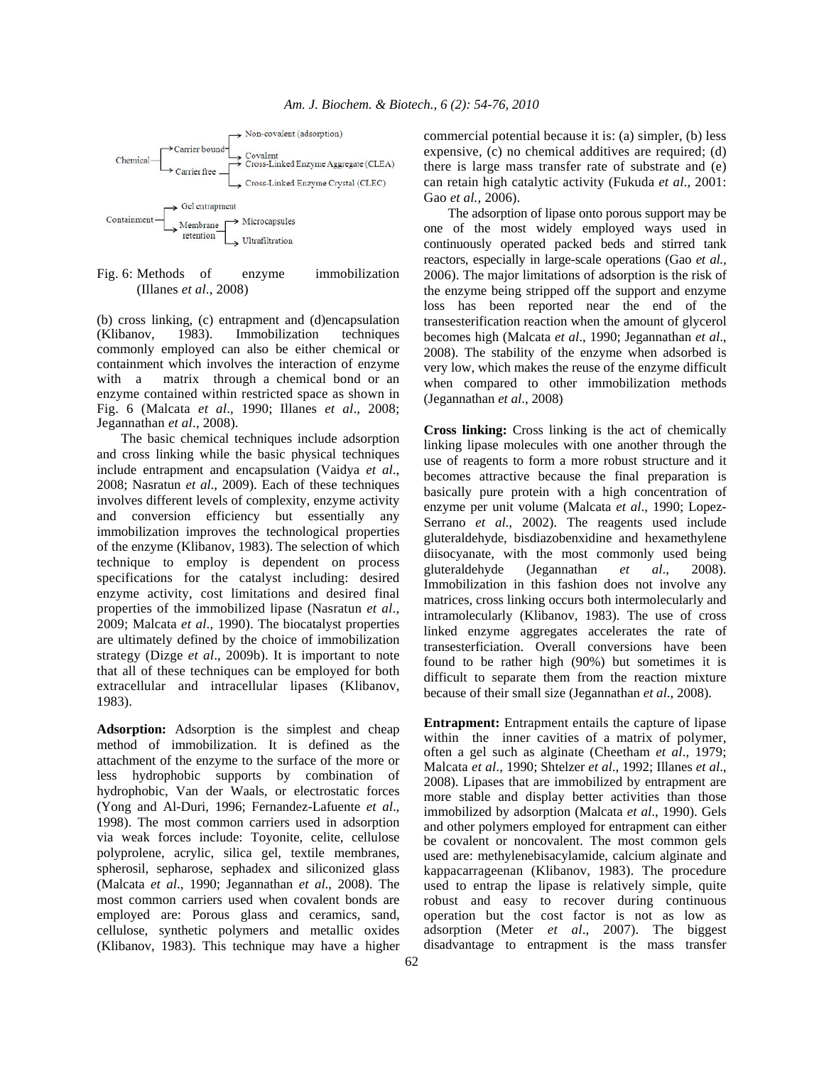Chemical → Carrier bound → Non-covalent (adsorption); Covalent
Chemical → Carrier free → Cross-Linked Enzyme Aggregate (CLEA); Cross-Linked Enzyme Crystal (CLEC)

Containment → Gel entrapment
Containment → Membrane retention → Microcapsules; Ultrafiltration

Fig. 6: Methods of enzyme immobilization (Illanes *et al*., 2008)

(b) cross linking, (c) entrapment and (d)encapsulation (Klibanov, 1983). Immobilization techniques commonly employed can also be either chemical or containment which involves the interaction of enzyme with a matrix through a chemical bond or an enzyme contained within restricted space as shown in Fig. 6 (Malcata *et al*., 1990; Illanes *et al*., 2008; Jegannathan *et al*., 2008).

The basic chemical techniques include adsorption and cross linking while the basic physical techniques include entrapment and encapsulation (Vaidya *et al*., 2008; Nasratun *et al*., 2009). Each of these techniques involves different levels of complexity, enzyme activity and conversion efficiency but essentially any immobilization improves the technological properties of the enzyme (Klibanov, 1983). The selection of which technique to employ is dependent on process specifications for the catalyst including: desired enzyme activity, cost limitations and desired final properties of the immobilized lipase (Nasratun *et al*., 2009; Malcata *et al*., 1990). The biocatalyst properties are ultimately defined by the choice of immobilization strategy (Dizge *et al*., 2009b). It is important to note that all of these techniques can be employed for both extracellular and intracellular lipases (Klibanov, 1983).

**Adsorption:** Adsorption is the simplest and cheap method of immobilization. It is defined as the attachment of the enzyme to the surface of the more or less hydrophobic supports by combination of hydrophobic, Van der Waals, or electrostatic forces (Yong and Al-Duri, 1996; Fernandez-Lafuente *et al*., 1998). The most common carriers used in adsorption via weak forces include: Toyonite, celite, cellulose polyprolene, acrylic, silica gel, textile membranes, spherosil, sepharose, sephadex and siliconized glass (Malcata *et al*., 1990; Jegannathan *et al*., 2008). The most common carriers used when covalent bonds are employed are: Porous glass and ceramics, sand, cellulose, synthetic polymers and metallic oxides (Klibanov, 1983). This technique may have a higher commercial potential because it is: (a) simpler, (b) less expensive, (c) no chemical additives are required; (d) there is large mass transfer rate of substrate and (e) can retain high catalytic activity (Fukuda *et al*., 2001: Gao *et al.,* 2006).

The adsorption of lipase onto porous support may be one of the most widely employed ways used in continuously operated packed beds and stirred tank reactors, especially in large-scale operations (Gao *et al.,* 2006). The major limitations of adsorption is the risk of the enzyme being stripped off the support and enzyme loss has been reported near the end of the transesterification reaction when the amount of glycerol becomes high (Malcata *et al*., 1990; Jegannathan *et al*., 2008). The stability of the enzyme when adsorbed is very low, which makes the reuse of the enzyme difficult when compared to other immobilization methods (Jegannathan *et al*., 2008)

**Cross linking:** Cross linking is the act of chemically linking lipase molecules with one another through the use of reagents to form a more robust structure and it becomes attractive because the final preparation is basically pure protein with a high concentration of enzyme per unit volume (Malcata *et al*., 1990; Lopez-Serrano *et al*., 2002). The reagents used include gluteraldehyde, bisdiazobenxidine and hexamethylene diisocyanate, with the most commonly used being gluteraldehyde (Jegannathan *et al*., 2008). Immobilization in this fashion does not involve any matrices, cross linking occurs both intermolecularly and intramolecularly (Klibanov, 1983). The use of cross linked enzyme aggregates accelerates the rate of transesterficiation. Overall conversions have been found to be rather high (90%) but sometimes it is difficult to separate them from the reaction mixture because of their small size (Jegannathan *et al*., 2008).

**Entrapment:** Entrapment entails the capture of lipase within the inner cavities of a matrix of polymer, often a gel such as alginate (Cheetham *et al*., 1979; Malcata *et al*., 1990; Shtelzer *et al*., 1992; Illanes *et al*., 2008). Lipases that are immobilized by entrapment are more stable and display better activities than those immobilized by adsorption (Malcata *et al*., 1990). Gels and other polymers employed for entrapment can either be covalent or noncovalent. The most common gels used are: methylenebisacylamide, calcium alginate and kappacarrageenan (Klibanov, 1983). The procedure used to entrap the lipase is relatively simple, quite robust and easy to recover during continuous operation but the cost factor is not as low as adsorption (Meter *et al*., 2007). The biggest disadvantage to entrapment is the mass transfer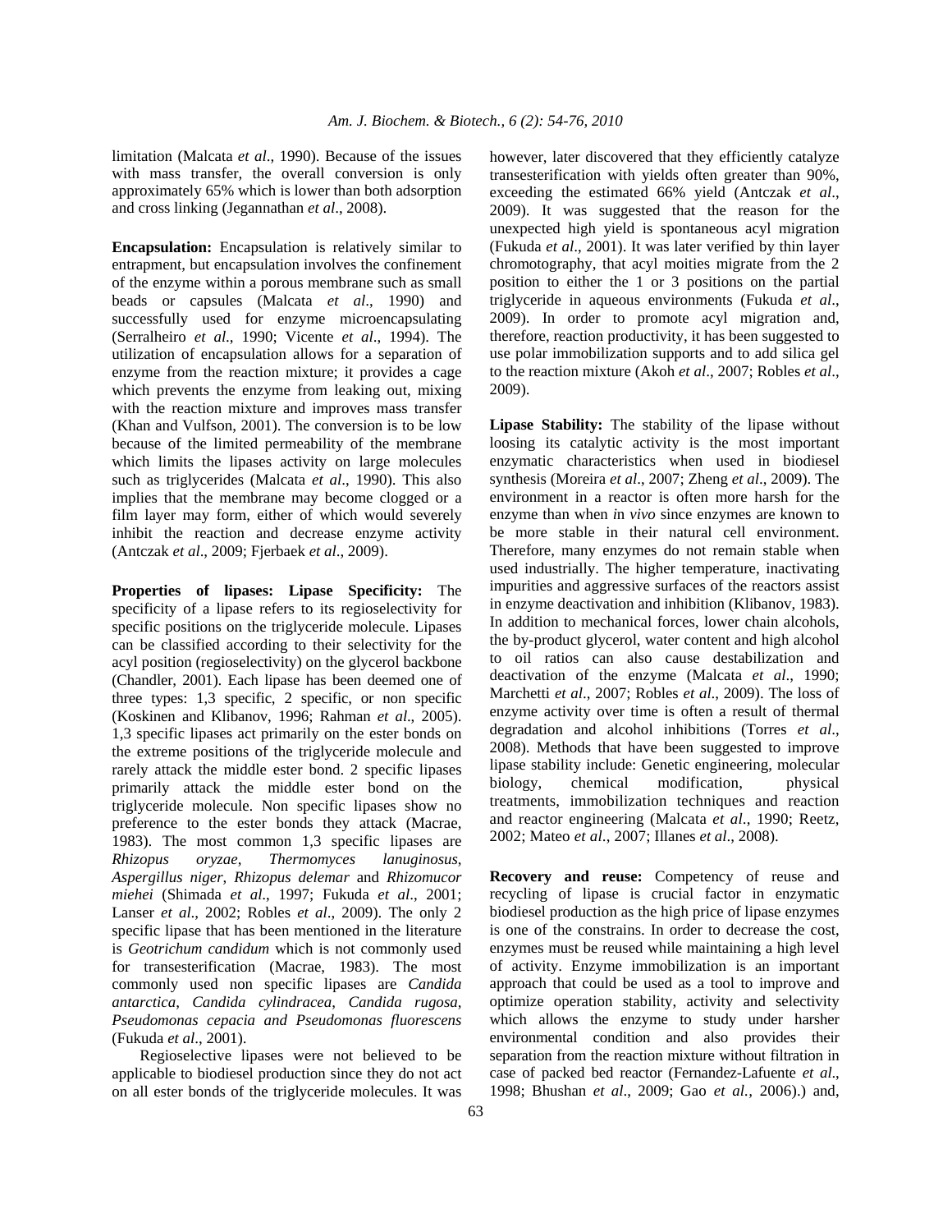limitation (Malcata *et al*., 1990). Because of the issues with mass transfer, the overall conversion is only approximately 65% which is lower than both adsorption and cross linking (Jegannathan *et al*., 2008).

**Encapsulation:** Encapsulation is relatively similar to entrapment, but encapsulation involves the confinement of the enzyme within a porous membrane such as small beads or capsules (Malcata *et al*., 1990) and successfully used for enzyme microencapsulating (Serralheiro *et al*., 1990; Vicente *et al*., 1994). The utilization of encapsulation allows for a separation of enzyme from the reaction mixture; it provides a cage which prevents the enzyme from leaking out, mixing with the reaction mixture and improves mass transfer (Khan and Vulfson, 2001). The conversion is to be low because of the limited permeability of the membrane which limits the lipases activity on large molecules such as triglycerides (Malcata *et al*., 1990). This also implies that the membrane may become clogged or a film layer may form, either of which would severely inhibit the reaction and decrease enzyme activity (Antczak *et al*., 2009; Fjerbaek *et al*., 2009).

**Properties of lipases: Lipase Specificity:** The specificity of a lipase refers to its regioselectivity for specific positions on the triglyceride molecule. Lipases can be classified according to their selectivity for the acyl position (regioselectivity) on the glycerol backbone (Chandler, 2001). Each lipase has been deemed one of three types: 1,3 specific, 2 specific, or non specific (Koskinen and Klibanov, 1996; Rahman *et al*., 2005). 1,3 specific lipases act primarily on the ester bonds on the extreme positions of the triglyceride molecule and rarely attack the middle ester bond. 2 specific lipases primarily attack the middle ester bond on the triglyceride molecule. Non specific lipases show no preference to the ester bonds they attack (Macrae, 1983). The most common 1,3 specific lipases are *Rhizopus oryzae*, *Thermomyces lanuginosus*, *Aspergillus niger*, *Rhizopus delemar* and *Rhizomucor miehei* (Shimada *et al*., 1997; Fukuda *et al*., 2001; Lanser *et al*., 2002; Robles *et al*., 2009). The only 2 specific lipase that has been mentioned in the literature is *Geotrichum candidum* which is not commonly used for transesterification (Macrae, 1983). The most commonly used non specific lipases are *Candida antarctica*, *Candida cylindracea*, *Candida rugosa*, *Pseudomonas cepacia and Pseudomonas fluorescens* (Fukuda *et al*., 2001).

Regioselective lipases were not believed to be applicable to biodiesel production since they do not act on all ester bonds of the triglyceride molecules. It was however, later discovered that they efficiently catalyze transesterification with yields often greater than 90%, exceeding the estimated 66% yield (Antczak *et al*., 2009). It was suggested that the reason for the unexpected high yield is spontaneous acyl migration (Fukuda *et al*., 2001). It was later verified by thin layer chromatography, that acyl moities migrate from the 2 position to either the 1 or 3 positions on the partial triglyceride in aqueous environments (Fukuda *et al*., 2009). In order to promote acyl migration and, therefore, reaction productivity, it has been suggested to use polar immobilization supports and to add silica gel to the reaction mixture (Akoh *et al*., 2007; Robles *et al*., 2009).

**Lipase Stability:** The stability of the lipase without loosing its catalytic activity is the most important enzymatic characteristics when used in biodiesel synthesis (Moreira *et al*., 2007; Zheng *et al*., 2009). The environment in a reactor is often more harsh for the enzyme than when *in vivo* since enzymes are known to be more stable in their natural cell environment. Therefore, many enzymes do not remain stable when used industrially. The higher temperature, inactivating impurities and aggressive surfaces of the reactors assist in enzyme deactivation and inhibition (Klibanov, 1983). In addition to mechanical forces, lower chain alcohols, the by-product glycerol, water content and high alcohol to oil ratios can also cause destabilization and deactivation of the enzyme (Malcata *et al*., 1990; Marchetti *et al*., 2007; Robles *et al*., 2009). The loss of enzyme activity over time is often a result of thermal degradation and alcohol inhibitions (Torres *et al*., 2008). Methods that have been suggested to improve lipase stability include: Genetic engineering, molecular biology, chemical modification, physical treatments, immobilization techniques and reaction and reactor engineering (Malcata *et al*., 1990; Reetz, 2002; Mateo *et al*., 2007; Illanes *et al*., 2008).

**Recovery and reuse:** Competency of reuse and recycling of lipase is crucial factor in enzymatic biodiesel production as the high price of lipase enzymes is one of the constrains. In order to decrease the cost, enzymes must be reused while maintaining a high level of activity. Enzyme immobilization is an important approach that could be used as a tool to improve and optimize operation stability, activity and selectivity which allows the enzyme to study under harsher environmental condition and also provides their separation from the reaction mixture without filtration in case of packed bed reactor (Fernandez-Lafuente *et al*., 1998; Bhushan *et al*., 2009; Gao *et al.,* 2006).) and,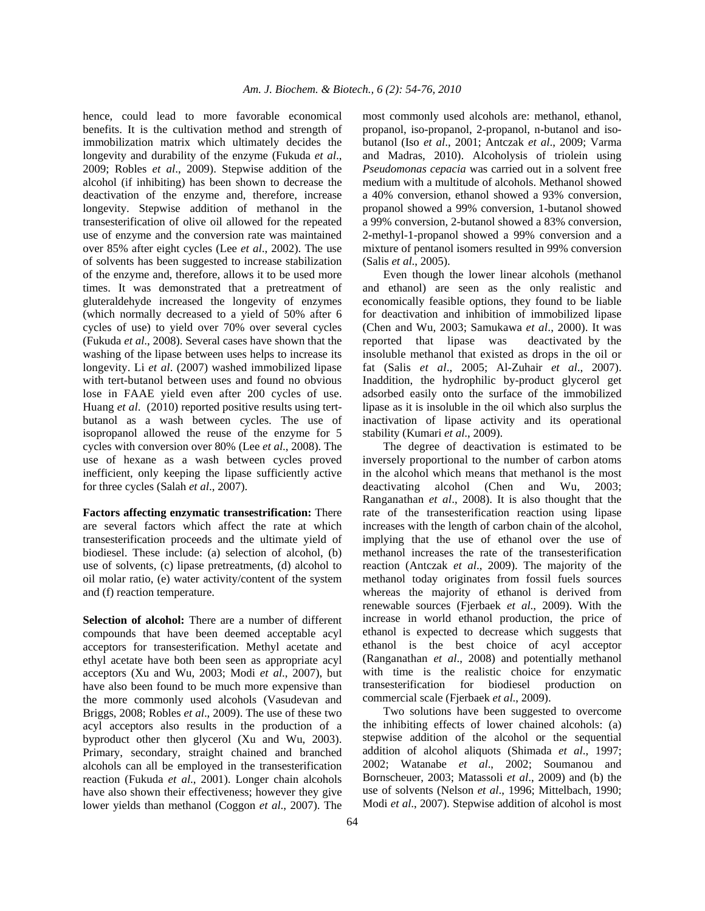hence, could lead to more favorable economical benefits. It is the cultivation method and strength of immobilization matrix which ultimately decides the longevity and durability of the enzyme (Fukuda *et al*., 2009; Robles *et al*., 2009). Stepwise addition of the alcohol (if inhibiting) has been shown to decrease the deactivation of the enzyme and, therefore, increase longevity. Stepwise addition of methanol in the transesterification of olive oil allowed for the repeated use of enzyme and the conversion rate was maintained over 85% after eight cycles (Lee *et al*., 2002). The use of solvents has been suggested to increase stabilization of the enzyme and, therefore, allows it to be used more times. It was demonstrated that a pretreatment of gluteraldehyde increased the longevity of enzymes (which normally decreased to a yield of 50% after 6 cycles of use) to yield over 70% over several cycles (Fukuda *et al*., 2008). Several cases have shown that the washing of the lipase between uses helps to increase its longevity. Li *et al*. (2007) washed immobilized lipase with tert-butanol between uses and found no obvious lose in FAAE yield even after 200 cycles of use. Huang *et al*. (2010) reported positive results using tert-butanol as a wash between cycles. The use of isopropanol allowed the reuse of the enzyme for 5 cycles with conversion over 80% (Lee *et al*., 2008). The use of hexane as a wash between cycles proved inefficient, only keeping the lipase sufficiently active for three cycles (Salah *et al*., 2007).

**Factors affecting enzymatic transestrification:** There are several factors which affect the rate at which transesterification proceeds and the ultimate yield of biodiesel. These include: (a) selection of alcohol, (b) use of solvents, (c) lipase pretreatments, (d) alcohol to oil molar ratio, (e) water activity/content of the system and (f) reaction temperature.

**Selection of alcohol:** There are a number of different compounds that have been deemed acceptable acyl acceptors for transesterification. Methyl acetate and ethyl acetate have both been seen as appropriate acyl acceptors (Xu and Wu, 2003; Modi *et al*., 2007), but have also been found to be much more expensive than the more commonly used alcohols (Vasudevan and Briggs, 2008; Robles *et al*., 2009). The use of these two acyl acceptors also results in the production of a byproduct other then glycerol (Xu and Wu, 2003). Primary, secondary, straight chained and branched alcohols can all be employed in the transesterification reaction (Fukuda *et al*., 2001). Longer chain alcohols have also shown their effectiveness; however they give lower yields than methanol (Coggon *et al*., 2007). The most commonly used alcohols are: methanol, ethanol, propanol, iso-propanol, 2-propanol, n-butanol and iso-butanol (Iso *et al*., 2001; Antczak *et al*., 2009; Varma and Madras, 2010). Alcoholysis of triolein using *Pseudomonas cepacia* was carried out in a solvent free medium with a multitude of alcohols. Methanol showed a 40% conversion, ethanol showed a 93% conversion, propanol showed a 99% conversion, 1-butanol showed a 99% conversion, 2-butanol showed a 83% conversion, 2-methyl-1-propanol showed a 99% conversion and a mixture of pentanol isomers resulted in 99% conversion (Salis *et al*., 2005).

Even though the lower linear alcohols (methanol and ethanol) are seen as the only realistic and economically feasible options, they found to be liable for deactivation and inhibition of immobilized lipase (Chen and Wu, 2003; Samukawa *et al*., 2000). It was reported that lipase was deactivated by the insoluble methanol that existed as drops in the oil or fat (Salis *et al*., 2005; Al-Zuhair *et al*., 2007). Inaddition, the hydrophilic by-product glycerol get adsorbed easily onto the surface of the immobilized lipase as it is insoluble in the oil which also surplus the inactivation of lipase activity and its operational stability (Kumari *et al*., 2009).

The degree of deactivation is estimated to be inversely proportional to the number of carbon atoms in the alcohol which means that methanol is the most deactivating alcohol (Chen and Wu, 2003; Ranganathan *et al*., 2008). It is also thought that the rate of the transesterification reaction using lipase increases with the length of carbon chain of the alcohol, implying that the use of ethanol over the use of methanol increases the rate of the transesterification reaction (Antczak *et al*., 2009). The majority of the methanol today originates from fossil fuels sources whereas the majority of ethanol is derived from renewable sources (Fjerbaek *et al*., 2009). With the increase in world ethanol production, the price of ethanol is expected to decrease which suggests that ethanol is the best choice of acyl acceptor (Ranganathan *et al*., 2008) and potentially methanol with time is the realistic choice for enzymatic transesterification for biodiesel production on commercial scale (Fjerbaek *et al*., 2009).

Two solutions have been suggested to overcome the inhibiting effects of lower chained alcohols: (a) stepwise addition of the alcohol or the sequential addition of alcohol aliquots (Shimada *et al*., 1997; 2002; Watanabe *et al*., 2002; Soumanou and Bornscheuer, 2003; Matassoli *et al*., 2009) and (b) the use of solvents (Nelson *et al*., 1996; Mittelbach, 1990; Modi *et al*., 2007). Stepwise addition of alcohol is most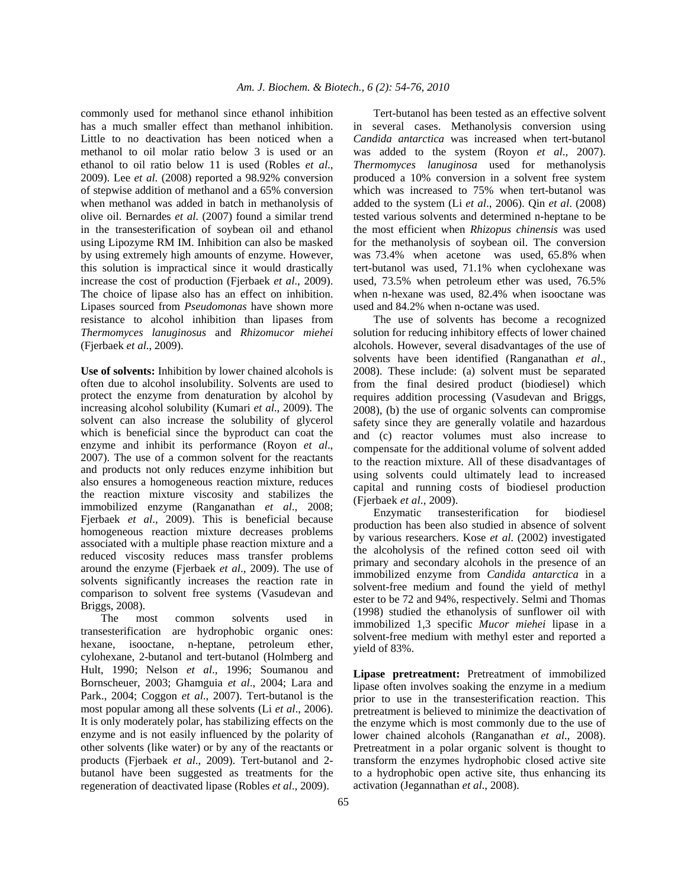commonly used for methanol since ethanol inhibition has a much smaller effect than methanol inhibition. Little to no deactivation has been noticed when a methanol to oil molar ratio below 3 is used or an ethanol to oil ratio below 11 is used (Robles *et al*., 2009). Lee *et al*. (2008) reported a 98.92% conversion of stepwise addition of methanol and a 65% conversion when methanol was added in batch in methanolysis of olive oil. Bernardes *et al*. (2007) found a similar trend in the transesterification of soybean oil and ethanol using Lipozyme RM IM. Inhibition can also be masked by using extremely high amounts of enzyme. However, this solution is impractical since it would drastically increase the cost of production (Fjerbaek *et al*., 2009). The choice of lipase also has an effect on inhibition. Lipases sourced from *Pseudomonas* have shown more resistance to alcohol inhibition than lipases from *Thermomyces lanuginosus* and *Rhizomucor miehei* (Fjerbaek *et al*., 2009).

**Use of solvents:** Inhibition by lower chained alcohols is often due to alcohol insolubility. Solvents are used to protect the enzyme from denaturation by alcohol by increasing alcohol solubility (Kumari *et al*., 2009). The solvent can also increase the solubility of glycerol which is beneficial since the byproduct can coat the enzyme and inhibit its performance (Royon *et al*., 2007). The use of a common solvent for the reactants and products not only reduces enzyme inhibition but also ensures a homogeneous reaction mixture, reduces the reaction mixture viscosity and stabilizes the immobilized enzyme (Ranganathan *et al*., 2008; Fjerbaek *et al*., 2009). This is beneficial because homogeneous reaction mixture decreases problems associated with a multiple phase reaction mixture and a reduced viscosity reduces mass transfer problems around the enzyme (Fjerbaek *et al*., 2009). The use of solvents significantly increases the reaction rate in comparison to solvent free systems (Vasudevan and Briggs, 2008).

The most common solvents used in transesterification are hydrophobic organic ones: hexane, isooctane, n-heptane, petroleum ether, cylohexane, 2-butanol and tert-butanol (Holmberg and Hult, 1990; Nelson *et al*., 1996; Soumanou and Bornscheuer, 2003; Ghamguia *et al*., 2004; Lara and Park., 2004; Coggon *et al*., 2007). Tert-butanol is the most popular among all these solvents (Li *et al*., 2006). It is only moderately polar, has stabilizing effects on the enzyme and is not easily influenced by the polarity of other solvents (like water) or by any of the reactants or products (Fjerbaek *et al*., 2009). Tert-butanol and 2-butanol have been suggested as treatments for the regeneration of deactivated lipase (Robles *et al*., 2009).

Tert-butanol has been tested as an effective solvent in several cases. Methanolysis conversion using *Candida antarctica* was increased when tert-butanol was added to the system (Royon *et al*., 2007). *Thermomyces lanuginosa* used for methanolysis produced a 10% conversion in a solvent free system which was increased to 75% when tert-butanol was added to the system (Li *et al*., 2006). Qin *et al*. (2008) tested various solvents and determined n-heptane to be the most efficient when *Rhizopus chinensis* was used for the methanolysis of soybean oil. The conversion was 73.4% when acetone was used, 65.8% when tert-butanol was used, 71.1% when cyclohexane was used, 73.5% when petroleum ether was used, 76.5% when n-hexane was used, 82.4% when isooctane was used and 84.2% when n-octane was used.

The use of solvents has become a recognized solution for reducing inhibitory effects of lower chained alcohols. However, several disadvantages of the use of solvents have been identified (Ranganathan *et al*., 2008). These include: (a) solvent must be separated from the final desired product (biodiesel) which requires addition processing (Vasudevan and Briggs, 2008), (b) the use of organic solvents can compromise safety since they are generally volatile and hazardous and (c) reactor volumes must also increase to compensate for the additional volume of solvent added to the reaction mixture. All of these disadvantages of using solvents could ultimately lead to increased capital and running costs of biodiesel production (Fjerbaek *et al*., 2009).

Enzymatic transesterification for biodiesel production has been also studied in absence of solvent by various researchers. Kose *et al*. (2002) investigated the alcoholysis of the refined cotton seed oil with primary and secondary alcohols in the presence of an immobilized enzyme from *Candida antarctica* in a solvent-free medium and found the yield of methyl ester to be 72 and 94%, respectively. Selmi and Thomas (1998) studied the ethanolysis of sunflower oil with immobilized 1,3 specific *Mucor miehei* lipase in a solvent-free medium with methyl ester and reported a yield of 83%.

**Lipase pretreatment:** Pretreatment of immobilized lipase often involves soaking the enzyme in a medium prior to use in the transesterification reaction. This pretreatment is believed to minimize the deactivation of the enzyme which is most commonly due to the use of lower chained alcohols (Ranganathan *et al*., 2008). Pretreatment in a polar organic solvent is thought to transform the enzymes hydrophobic closed active site to a hydrophobic open active site, thus enhancing its activation (Jegannathan *et al*., 2008).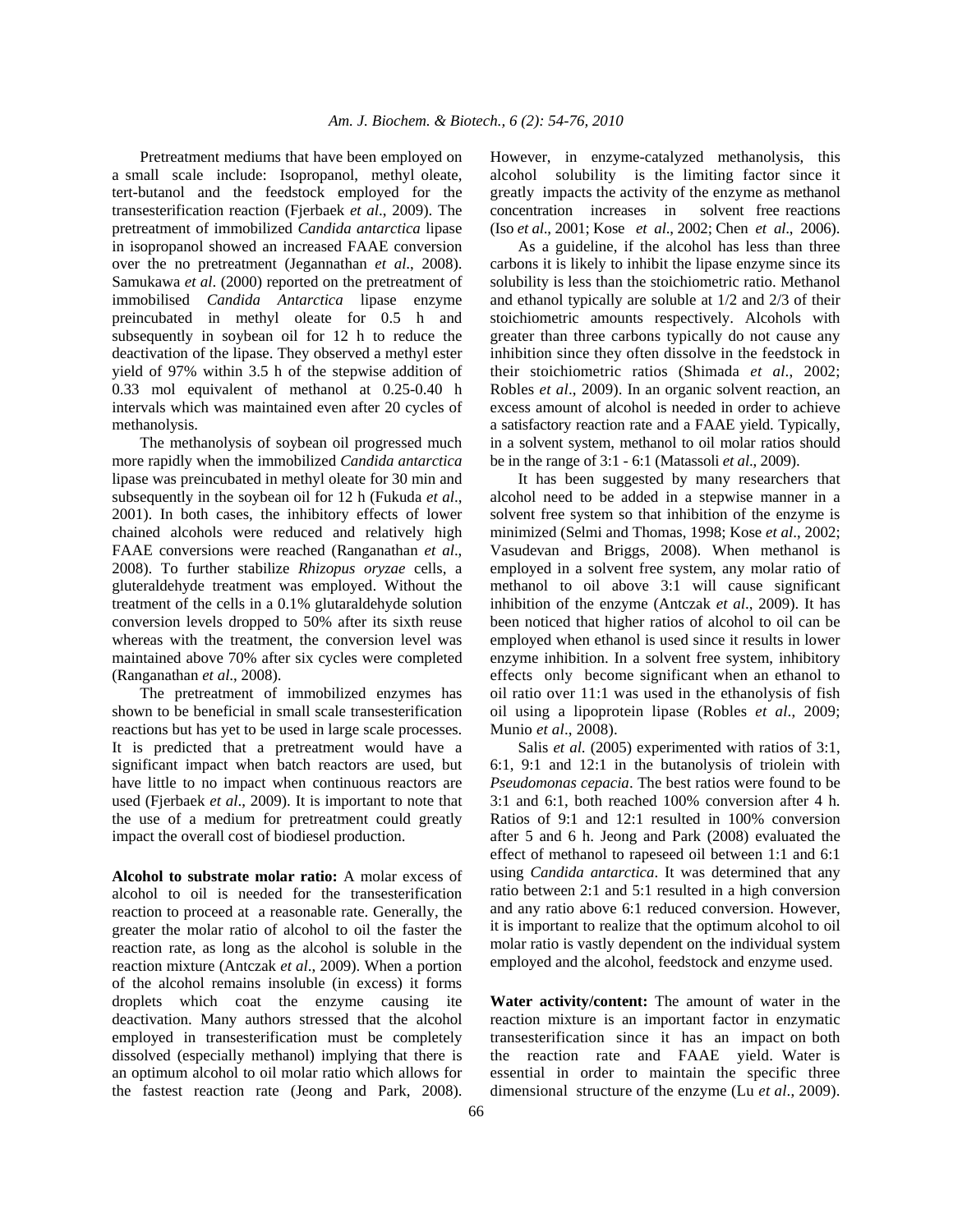Pretreatment mediums that have been employed on a small scale include: Isopropanol, methyl oleate, tert-butanol and the feedstock employed for the transesterification reaction (Fjerbaek *et al*., 2009). The pretreatment of immobilized *Candida antarctica* lipase in isopropanol showed an increased FAAE conversion over the no pretreatment (Jegannathan *et al*., 2008). Samukawa *et al*. (2000) reported on the pretreatment of immobilised *Candida Antarctica* lipase enzyme preincubated in methyl oleate for 0.5 h and subsequently in soybean oil for 12 h to reduce the deactivation of the lipase. They observed a methyl ester yield of 97% within 3.5 h of the stepwise addition of 0.33 mol equivalent of methanol at 0.25-0.40 h intervals which was maintained even after 20 cycles of methanolysis.

The methanolysis of soybean oil progressed much more rapidly when the immobilized *Candida antarctica* lipase was preincubated in methyl oleate for 30 min and subsequently in the soybean oil for 12 h (Fukuda *et al*., 2001). In both cases, the inhibitory effects of lower chained alcohols were reduced and relatively high FAAE conversions were reached (Ranganathan *et al*., 2008). To further stabilize *Rhizopus oryzae* cells, a gluteraldehyde treatment was employed. Without the treatment of the cells in a 0.1% glutaraldehyde solution conversion levels dropped to 50% after its sixth reuse whereas with the treatment, the conversion level was maintained above 70% after six cycles were completed (Ranganathan *et al*., 2008).

The pretreatment of immobilized enzymes has shown to be beneficial in small scale transesterification reactions but has yet to be used in large scale processes. It is predicted that a pretreatment would have a significant impact when batch reactors are used, but have little to no impact when continuous reactors are used (Fjerbaek *et al*., 2009). It is important to note that the use of a medium for pretreatment could greatly impact the overall cost of biodiesel production.

**Alcohol to substrate molar ratio:** A molar excess of alcohol to oil is needed for the transesterification reaction to proceed at a reasonable rate. Generally, the greater the molar ratio of alcohol to oil the faster the reaction rate, as long as the alcohol is soluble in the reaction mixture (Antczak *et al*., 2009). When a portion of the alcohol remains insoluble (in excess) it forms droplets which coat the enzyme causing ite deactivation. Many authors stressed that the alcohol employed in transesterification must be completely dissolved (especially methanol) implying that there is an optimum alcohol to oil molar ratio which allows for the fastest reaction rate (Jeong and Park, 2008). However, in enzyme-catalyzed methanolysis, this alcohol solubility is the limiting factor since it greatly impacts the activity of the enzyme as methanol concentration increases in solvent free reactions (Iso *et al*., 2001; Kose *et al*., 2002; Chen *et al*., 2006).

As a guideline, if the alcohol has less than three carbons it is likely to inhibit the lipase enzyme since its solubility is less than the stoichiometric ratio. Methanol and ethanol typically are soluble at 1/2 and 2/3 of their stoichiometric amounts respectively. Alcohols with greater than three carbons typically do not cause any inhibition since they often dissolve in the feedstock in their stoichiometric ratios (Shimada *et al*., 2002; Robles *et al*., 2009). In an organic solvent reaction, an excess amount of alcohol is needed in order to achieve a satisfactory reaction rate and a FAAE yield. Typically, in a solvent system, methanol to oil molar ratios should be in the range of 3:1 - 6:1 (Matassoli *et al*., 2009).

It has been suggested by many researchers that alcohol need to be added in a stepwise manner in a solvent free system so that inhibition of the enzyme is minimized (Selmi and Thomas, 1998; Kose *et al*., 2002; Vasudevan and Briggs, 2008). When methanol is employed in a solvent free system, any molar ratio of methanol to oil above 3:1 will cause significant inhibition of the enzyme (Antczak *et al*., 2009). It has been noticed that higher ratios of alcohol to oil can be employed when ethanol is used since it results in lower enzyme inhibition. In a solvent free system, inhibitory effects only become significant when an ethanol to oil ratio over 11:1 was used in the ethanolysis of fish oil using a lipoprotein lipase (Robles *et al*., 2009; Munio *et al*., 2008).

Salis *et al.* (2005) experimented with ratios of 3:1, 6:1, 9:1 and 12:1 in the butanolysis of triolein with *Pseudomonas cepacia*. The best ratios were found to be 3:1 and 6:1, both reached 100% conversion after 4 h. Ratios of 9:1 and 12:1 resulted in 100% conversion after 5 and 6 h. Jeong and Park (2008) evaluated the effect of methanol to rapeseed oil between 1:1 and 6:1 using *Candida antarctica*. It was determined that any ratio between 2:1 and 5:1 resulted in a high conversion and any ratio above 6:1 reduced conversion. However, it is important to realize that the optimum alcohol to oil molar ratio is vastly dependent on the individual system employed and the alcohol, feedstock and enzyme used.

**Water activity/content:** The amount of water in the reaction mixture is an important factor in enzymatic transesterification since it has an impact on both the reaction rate and FAAE yield. Water is essential in order to maintain the specific three dimensional structure of the enzyme (Lu *et al*., 2009).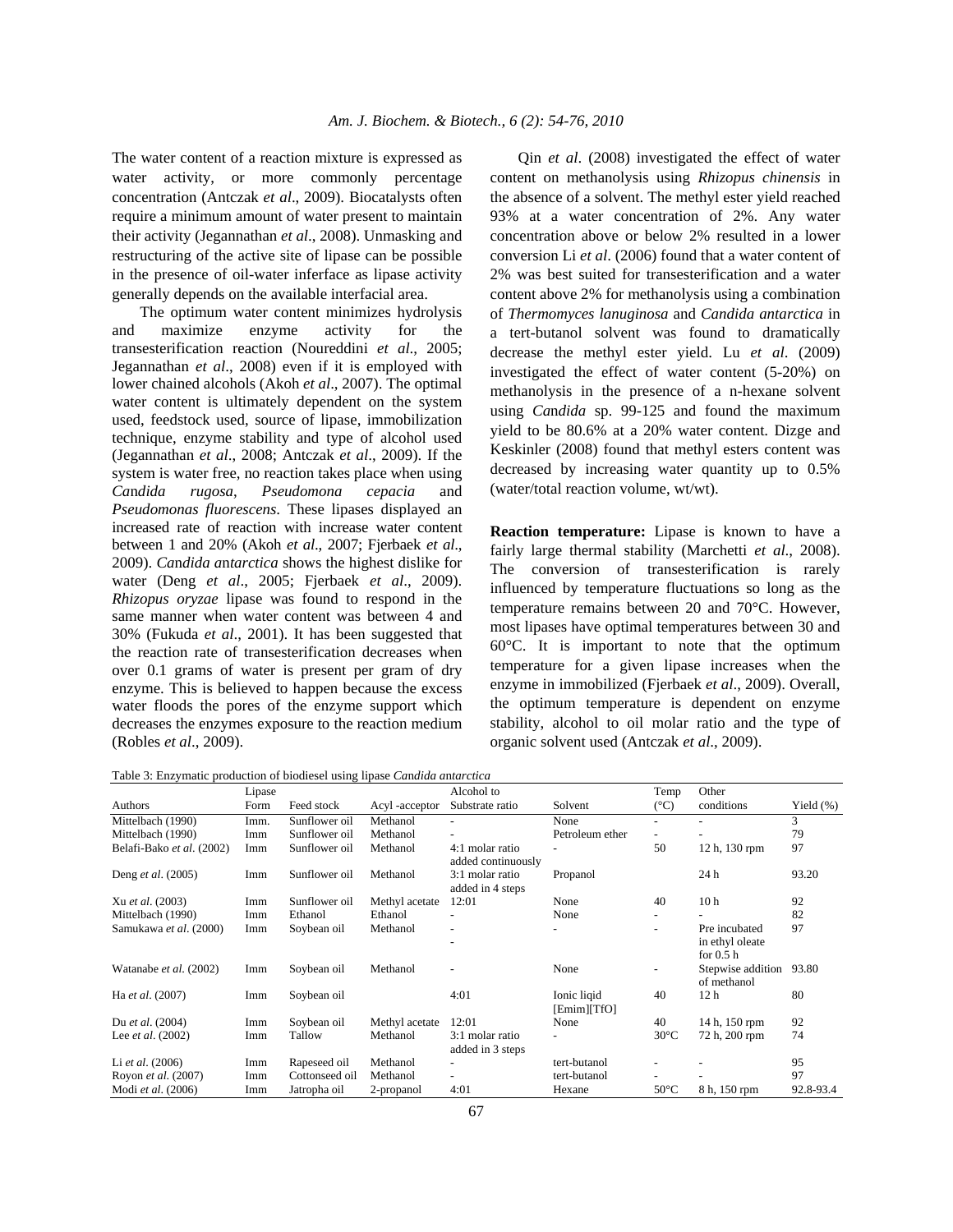The water content of a reaction mixture is expressed as water activity, or more commonly percentage concentration (Antczak *et al*., 2009). Biocatalysts often require a minimum amount of water present to maintain their activity (Jegannathan *et al*., 2008). Unmasking and restructuring of the active site of lipase can be possible in the presence of oil-water inferface as lipase activity generally depends on the available interfacial area.

The optimum water content minimizes hydrolysis and maximize enzyme activity for the transesterification reaction (Noureddini *et al*., 2005; Jegannathan *et al*., 2008) even if it is employed with lower chained alcohols (Akoh *et al*., 2007). The optimal water content is ultimately dependent on the system used, feedstock used, source of lipase, immobilization technique, enzyme stability and type of alcohol used (Jegannathan *et al*., 2008; Antczak *et al*., 2009). If the system is water free, no reaction takes place when using *Candida rugosa*, *Pseudomona cepacia* and *Pseudomonas fluorescens*. These lipases displayed an increased rate of reaction with increase water content between 1 and 20% (Akoh *et al*., 2007; Fjerbaek *et al*., 2009). *Candida antarctica* shows the highest dislike for water (Deng *et al*., 2005; Fjerbaek *et al*., 2009). *Rhizopus oryzae* lipase was found to respond in the same manner when water content was between 4 and 30% (Fukuda *et al*., 2001). It has been suggested that the reaction rate of transesterification decreases when over 0.1 grams of water is present per gram of dry enzyme. This is believed to happen because the excess water floods the pores of the enzyme support which decreases the enzymes exposure to the reaction medium (Robles *et al*., 2009).

Qin *et al*. (2008) investigated the effect of water content on methanolysis using *Rhizopus chinensis* in the absence of a solvent. The methyl ester yield reached 93% at a water concentration of 2%. Any water concentration above or below 2% resulted in a lower conversion Li *et al*. (2006) found that a water content of 2% was best suited for transesterification and a water content above 2% for methanolysis using a combination of *Thermomyces lanuginosa* and *Candida antarctica* in a tert-butanol solvent was found to dramatically decrease the methyl ester yield. Lu *et al*. (2009) investigated the effect of water content (5-20%) on methanolysis in the presence of a n-hexane solvent using *Candida* sp. 99-125 and found the maximum yield to be 80.6% at a 20% water content. Dizge and Keskinler (2008) found that methyl esters content was decreased by increasing water quantity up to 0.5% (water/total reaction volume, wt/wt).

**Reaction temperature:** Lipase is known to have a fairly large thermal stability (Marchetti *et al*., 2008). The conversion of transesterification is rarely influenced by temperature fluctuations so long as the temperature remains between 20 and 70°C. However, most lipases have optimal temperatures between 30 and 60°C. It is important to note that the optimum temperature for a given lipase increases when the enzyme in immobilized (Fjerbaek *et al*., 2009). Overall, the optimum temperature is dependent on enzyme stability, alcohol to oil molar ratio and the type of organic solvent used (Antczak *et al*., 2009).

Table 3: Enzymatic production of biodiesel using lipase *Candida antarctica*

| Authors | Lipase Form | Feed stock | Acyl -acceptor | Alcohol to Substrate ratio | Solvent | Temp (°C) | Other conditions | Yield (%) |
|---|---|---|---|---|---|---|---|---|
| Mittelbach (1990) | Imm. | Sunflower oil | Methanol | - | None | - | - | 3 |
| Mittelbach (1990) | Imm | Sunflower oil | Methanol | - | Petroleum ether | - | - | 79 |
| Belafi-Bako *et al*. (2002) | Imm | Sunflower oil | Methanol | 4:1 molar ratio added continuously | - | 50 | 12 h, 130 rpm | 97 |
| Deng *et al*. (2005) | Imm | Sunflower oil | Methanol | 3:1 molar ratio added in 4 steps | Propanol | | 24 h | 93.20 |
| Xu *et al*. (2003) | Imm | Sunflower oil | Methyl acetate | 12:01 | None | 40 | 10 h | 92 |
| Mittelbach (1990) | Imm | Ethanol | Ethanol | - | None | - | - | 82 |
| Samukawa *et al*. (2000) | Imm | Soybean oil | Methanol | - - | - | - | Pre incubated in ethyl oleate for 0.5 h | 97 |
| Watanabe *et al*. (2002) | Imm | Soybean oil | Methanol | - | None | - | Stepwise addition of methanol | 93.80 |
| Ha *et al*. (2007) | Imm | Soybean oil | | 4:01 | Ionic liqid [Emim][TfO] | 40 | 12 h | 80 |
| Du *et al*. (2004) | Imm | Soybean oil | Methyl acetate | 12:01 | None | 40 | 14 h, 150 rpm | 92 |
| Lee *et al*. (2002) | Imm | Tallow | Methanol | 3:1 molar ratio added in 3 steps | - | 30°C | 72 h, 200 rpm | 74 |
| Li *et al*. (2006) | Imm | Rapeseed oil | Methanol | - | tert-butanol | - | - | 95 |
| Royon *et al*. (2007) | Imm | Cottonseed oil | Methanol | - | tert-butanol | - | - | 97 |
| Modi *et al*. (2006) | Imm | Jatropha oil | 2-propanol | 4:01 | Hexane | 50°C | 8 h, 150 rpm | 92.8-93.4 |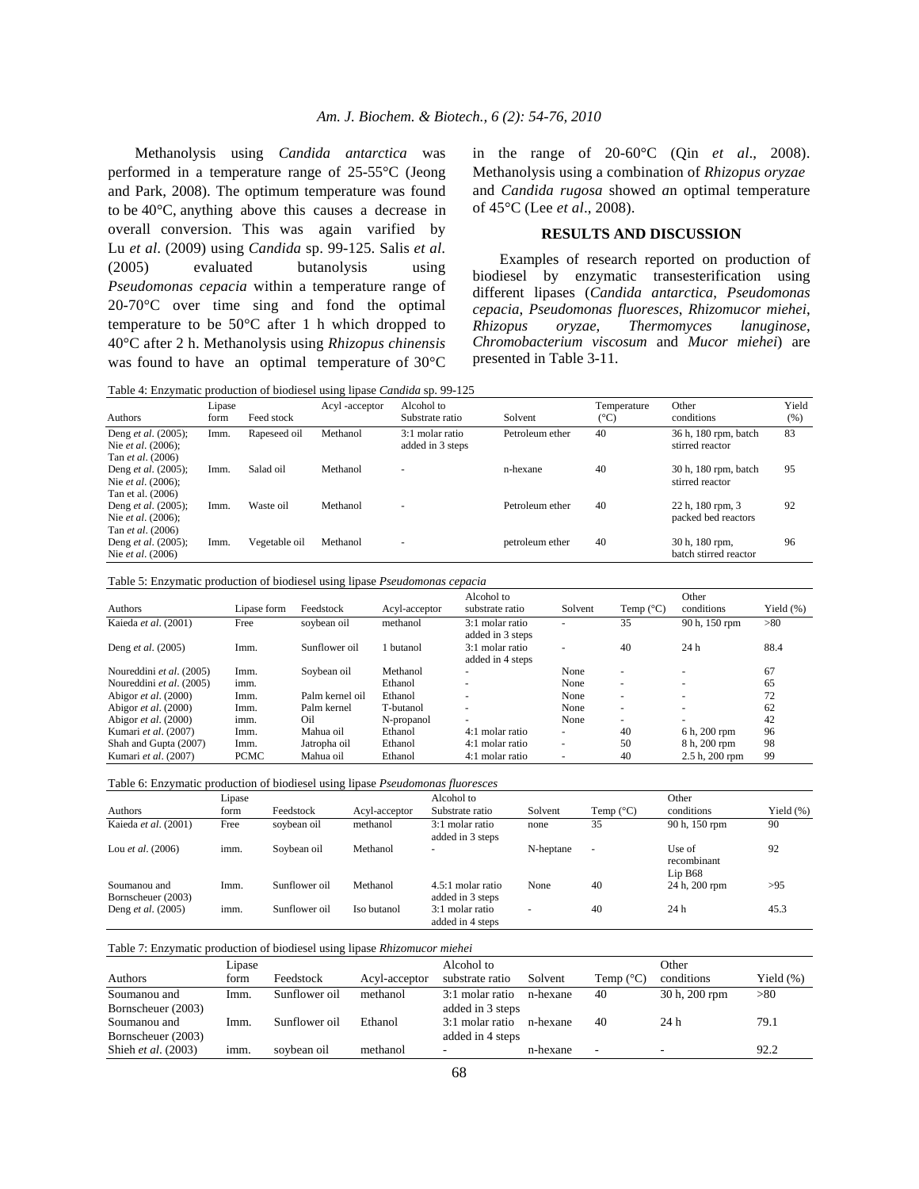Methanolysis using *Candida antarctica* was performed in a temperature range of 25-55°C (Jeong and Park, 2008). The optimum temperature was found to be 40°C, anything above this causes a decrease in overall conversion. This was again varified by Lu *et al*. (2009) using *Candida* sp. 99-125. Salis *et al*. (2005) evaluated butanolysis using *Pseudomonas cepacia* within a temperature range of 20-70°C over time sing and fond the optimal temperature to be 50°C after 1 h which dropped to 40°C after 2 h. Methanolysis using *Rhizopus chinensis* was found to have an optimal temperature of 30°C in the range of 20-60°C (Qin *et al*., 2008). Methanolysis using a combination of *Rhizopus oryzae* and *Candida rugosa* showed an optimal temperature of 45°C (Lee *et al*., 2008).

## RESULTS AND DISCUSSION

Examples of research reported on production of biodiesel by enzymatic transesterification using different lipases (*Candida antarctica*, *Pseudomonas cepacia*, *Pseudomonas fluoresces*, *Rhizomucor miehei*, *Rhizopus oryzae*, *Thermomyces lanuginose*, *Chromobacterium viscosum* and *Mucor miehei*) are presented in Table 3-11.

Table 4: Enzymatic production of biodiesel using lipase *Candida* sp. 99-125

| Authors | Lipase form | Feed stock | Acyl -acceptor | Alcohol to Substrate ratio | Solvent | Temperature (°C) | Other conditions | Yield (%) |
|---|---|---|---|---|---|---|---|---|
| Deng *et al*. (2005); Nie *et al*. (2006); Tan *et al*. (2006) | Imm. | Rapeseed oil | Methanol | 3:1 molar ratio added in 3 steps | Petroleum ether | 40 | 36 h, 180 rpm, batch stirred reactor | 83 |
| Deng *et al*. (2005); Nie *et al*. (2006); Tan et al. (2006) | Imm. | Salad oil | Methanol | - | n-hexane | 40 | 30 h, 180 rpm, batch stirred reactor | 95 |
| Deng *et al*. (2005); Nie *et al*. (2006); Tan *et al*. (2006) | Imm. | Waste oil | Methanol | - | Petroleum ether | 40 | 22 h, 180 rpm, 3 packed bed reactors | 92 |
| Deng *et al*. (2005); Nie *et al*. (2006) | Imm. | Vegetable oil | Methanol | - | petroleum ether | 40 | 30 h, 180 rpm, batch stirred reactor | 96 |

Table 5: Enzymatic production of biodiesel using lipase *Pseudomonas cepacia*

| Authors | Lipase form | Feedstock | Acyl-acceptor | Alcohol to substrate ratio | Solvent | Temp (°C) | Other conditions | Yield (%) |
|---|---|---|---|---|---|---|---|---|
| Kaieda *et al*. (2001) | Free | soybean oil | methanol | 3:1 molar ratio added in 3 steps | - | 35 | 90 h, 150 rpm | >80 |
| Deng *et al*. (2005) | Imm. | Sunflower oil | 1 butanol | 3:1 molar ratio added in 4 steps | - | 40 | 24 h | 88.4 |
| Noureddini *et al*. (2005) | Imm. | Soybean oil | Methanol | - | None | - | - | 67 |
| Noureddini *et al*. (2005) | imm. | | Ethanol | - | None | - | - | 65 |
| Abigor *et al*. (2000) | Imm. | Palm kernel oil | Ethanol | - | None | - | - | 72 |
| Abigor *et al*. (2000) | Imm. | Palm kernel | T-butanol | - | None | - | - | 62 |
| Abigor *et al*. (2000) | imm. | Oil | N-propanol | - | None | - | - | 42 |
| Kumari *et al*. (2007) | Imm. | Mahua oil | Ethanol | 4:1 molar ratio | - | 40 | 6 h, 200 rpm | 96 |
| Shah and Gupta (2007) | Imm. | Jatropha oil | Ethanol | 4:1 molar ratio | - | 50 | 8 h, 200 rpm | 98 |
| Kumari *et al*. (2007) | PCMC | Mahua oil | Ethanol | 4:1 molar ratio | - | 40 | 2.5 h, 200 rpm | 99 |

Table 6: Enzymatic production of biodiesel using lipase *Pseudomonas fluoresces*

| Authors | Lipase form | Feedstock | Acyl-acceptor | Alcohol to Substrate ratio | Solvent | Temp (°C) | Other conditions | Yield (%) |
|---|---|---|---|---|---|---|---|---|
| Kaieda *et al*. (2001) | Free | soybean oil | methanol | 3:1 molar ratio added in 3 steps | none | 35 | 90 h, 150 rpm | 90 |
| Lou *et al*. (2006) | imm. | Soybean oil | Methanol | - | N-heptane | - | Use of recombinant Lip B68 | 92 |
| Soumanou and Bornscheuer (2003) | Imm. | Sunflower oil | Methanol | 4.5:1 molar ratio added in 3 steps | None | 40 | 24 h, 200 rpm | >95 |
| Deng *et al*. (2005) | imm. | Sunflower oil | Iso butanol | 3:1 molar ratio added in 4 steps | - | 40 | 24 h | 45.3 |

Table 7: Enzymatic production of biodiesel using lipase *Rhizomucor miehei*

| Authors | Lipase form | Feedstock | Acyl-acceptor | Alcohol to substrate ratio | Solvent | Temp (°C) | Other conditions | Yield (%) |
|---|---|---|---|---|---|---|---|---|
| Soumanou and Bornscheuer (2003) | Imm. | Sunflower oil | methanol | 3:1 molar ratio added in 3 steps | n-hexane | 40 | 30 h, 200 rpm | >80 |
| Soumanou and Bornscheuer (2003) | Imm. | Sunflower oil | Ethanol | 3:1 molar ratio added in 4 steps | n-hexane | 40 | 24 h | 79.1 |
| Shieh *et al*. (2003) | imm. | soybean oil | methanol | - | n-hexane | - | - | 92.2 |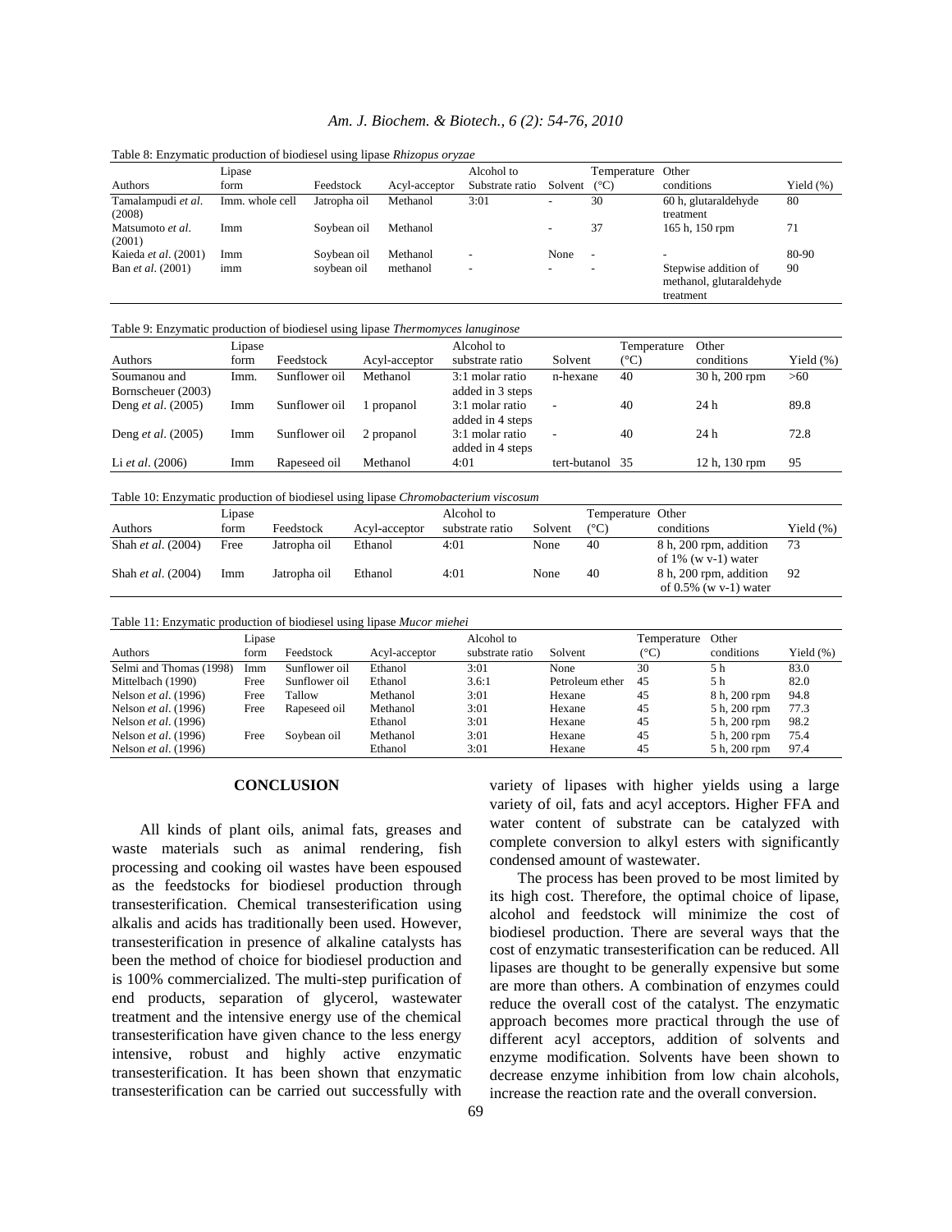Table 8: Enzymatic production of biodiesel using lipase *Rhizopus oryzae*

| Authors | Lipase form | Feedstock | Acyl-acceptor | Alcohol to Substrate ratio | Solvent | Temperature (°C) | Other conditions | Yield (%) |
|---|---|---|---|---|---|---|---|---|
| Tamalampudi *et al*. (2008) | Imm. whole cell | Jatropha oil | Methanol | 3:01 | - | 30 | 60 h, glutaraldehyde treatment | 80 |
| Matsumoto *et al*. (2001) | Imm | Soybean oil | Methanol | | - | 37 | 165 h, 150 rpm | 71 |
| Kaieda *et al*. (2001) | Imm | Soybean oil | Methanol | - | None | - | - | 80-90 |
| Ban *et al*. (2001) | imm | soybean oil | methanol | - | - | - | Stepwise addition of methanol, glutaraldehyde treatment | 90 |

Table 9: Enzymatic production of biodiesel using lipase *Thermomyces lanuginose*

| Authors | Lipase form | Feedstock | Acyl-acceptor | Alcohol to substrate ratio | Solvent | Temperature (°C) | Other conditions | Yield (%) |
|---|---|---|---|---|---|---|---|---|
| Soumanou and Bornscheuer (2003) | Imm. | Sunflower oil | Methanol | 3:1 molar ratio added in 3 steps | n-hexane | 40 | 30 h, 200 rpm | >60 |
| Deng *et al*. (2005) | Imm | Sunflower oil | 1 propanol | 3:1 molar ratio added in 4 steps | - | 40 | 24 h | 89.8 |
| Deng *et al*. (2005) | Imm | Sunflower oil | 2 propanol | 3:1 molar ratio added in 4 steps | - | 40 | 24 h | 72.8 |
| Li *et al*. (2006) | Imm | Rapeseed oil | Methanol | 4:01 | tert-butanol | 35 | 12 h, 130 rpm | 95 |

Table 10: Enzymatic production of biodiesel using lipase *Chromobacterium viscosum*

| Authors | Lipase form | Feedstock | Acyl-acceptor | Alcohol to substrate ratio | Solvent | Temperature (°C) | Other conditions | Yield (%) |
|---|---|---|---|---|---|---|---|---|
| Shah *et al*. (2004) | Free | Jatropha oil | Ethanol | 4:01 | None | 40 | 8 h, 200 rpm, addition of 1% (w v-1) water | 73 |
| Shah *et al*. (2004) | Imm | Jatropha oil | Ethanol | 4:01 | None | 40 | 8 h, 200 rpm, addition of 0.5% (w v-1) water | 92 |

Table 11: Enzymatic production of biodiesel using lipase *Mucor miehei*

| Authors | Lipase form | Feedstock | Acyl-acceptor | Alcohol to substrate ratio | Solvent | Temperature (°C) | Other conditions | Yield (%) |
|---|---|---|---|---|---|---|---|---|
| Selmi and Thomas (1998) | Imm | Sunflower oil | Ethanol | 3:01 | None | 30 | 5 h | 83.0 |
| Mittelbach (1990) | Free | Sunflower oil | Ethanol | 3.6:1 | Petroleum ether | 45 | 5 h | 82.0 |
| Nelson *et al*. (1996) | Free | Tallow | Methanol | 3:01 | Hexane | 45 | 8 h, 200 rpm | 94.8 |
| Nelson *et al*. (1996) | Free | Rapeseed oil | Methanol | 3:01 | Hexane | 45 | 5 h, 200 rpm | 77.3 |
| Nelson *et al*. (1996) | | | Ethanol | 3:01 | Hexane | 45 | 5 h, 200 rpm | 98.2 |
| Nelson *et al*. (1996) | Free | Soybean oil | Methanol | 3:01 | Hexane | 45 | 5 h, 200 rpm | 75.4 |
| Nelson *et al*. (1996) | | | Ethanol | 3:01 | Hexane | 45 | 5 h, 200 rpm | 97.4 |

## CONCLUSION

All kinds of plant oils, animal fats, greases and waste materials such as animal rendering, fish processing and cooking oil wastes have been espoused as the feedstocks for biodiesel production through transesterification. Chemical transesterification using alkalis and acids has traditionally been used. However, transesterification in presence of alkaline catalysts has been the method of choice for biodiesel production and is 100% commercialized. The multi-step purification of end products, separation of glycerol, wastewater treatment and the intensive energy use of the chemical transesterification have given chance to the less energy intensive, robust and highly active enzymatic transesterification. It has been shown that enzymatic transesterification can be carried out successfully with variety of lipases with higher yields using a large variety of oil, fats and acyl acceptors. Higher FFA and water content of substrate can be catalyzed with complete conversion to alkyl esters with significantly condensed amount of wastewater.

The process has been proved to be most limited by its high cost. Therefore, the optimal choice of lipase, alcohol and feedstock will minimize the cost of biodiesel production. There are several ways that the cost of enzymatic transesterification can be reduced. All lipases are thought to be generally expensive but some are more than others. A combination of enzymes could reduce the overall cost of the catalyst. The enzymatic approach becomes more practical through the use of different acyl acceptors, addition of solvents and enzyme modification. Solvents have been shown to decrease enzyme inhibition from low chain alcohols, increase the reaction rate and the overall conversion.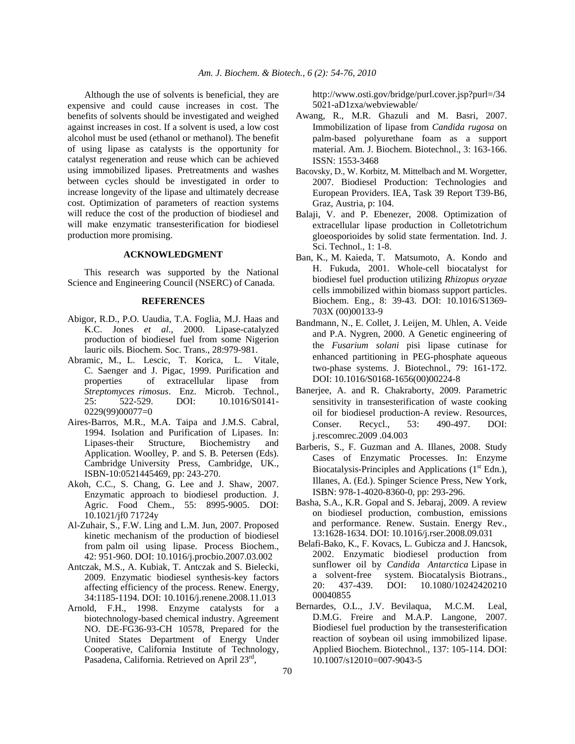Although the use of solvents is beneficial, they are expensive and could cause increases in cost. The benefits of solvents should be investigated and weighed against increases in cost. If a solvent is used, a low cost alcohol must be used (ethanol or methanol). The benefit of using lipase as catalysts is the opportunity for catalyst regeneration and reuse which can be achieved using immobilized lipases. Pretreatments and washes between cycles should be investigated in order to increase longevity of the lipase and ultimately decrease cost. Optimization of parameters of reaction systems will reduce the cost of the production of biodiesel and will make enzymatic transesterification for biodiesel production more promising.

## ACKNOWLEDGMENT

This research was supported by the National Science and Engineering Council (NSERC) of Canada.

## REFERENCES

Abigor, R.D., P.O. Uaudia, T.A. Foglia, M.J. Haas and K.C. Jones *et al*., 2000. Lipase-catalyzed production of biodiesel fuel from some Nigerion lauric oils. Biochem. Soc. Trans., 28:979-981.

Abramic, M., L. Lescic, T. Korica, L. Vitale, C. Saenger and J. Pigac, 1999. Purification and properties of extracellular lipase from *Streptomyces rimosus*. Enz. Microb. Technol., 25: 522-529. DOI: 10.1016/S0141-0229(99)00077=0

Aires-Barros, M.R., M.A. Taipa and J.M.S. Cabral, 1994. Isolation and Purification of Lipases. In: Lipases-their Structure, Biochemistry and Application. Woolley, P. and S. B. Petersen (Eds). Cambridge University Press, Cambridge, UK., ISBN-10:0521445469, pp: 243-270.

Akoh, C.C., S. Chang, G. Lee and J. Shaw, 2007. Enzymatic approach to biodiesel production. J. Agric. Food Chem., 55: 8995-9005. DOI: 10.1021/jf0 71724y

Al-Zuhair, S., F.W. Ling and L.M. Jun, 2007. Proposed kinetic mechanism of the production of biodiesel from palm oil using lipase. Process Biochem., 42: 951-960. DOI: 10.1016/j.procbio.2007.03.002

Antczak, M.S., A. Kubiak, T. Antczak and S. Bielecki, 2009. Enzymatic biodiesel synthesis-key factors affecting efficiency of the process. Renew. Energy, 34:1185-1194. DOI: 10.1016/j.renene.2008.11.013

Arnold, F.H., 1998. Enzyme catalysts for a biotechnology-based chemical industry. Agreement NO. DE-FG36-93-CH 10578, Prepared for the United States Department of Energy Under Cooperative, California Institute of Technology, Pasadena, California. Retrieved on April 23rd, http://www.osti.gov/bridge/purl.cover.jsp?purl=/345021-aD1zxa/webviewable/

Awang, R., M.R. Ghazuli and M. Basri, 2007. Immobilization of lipase from *Candida rugosa* on palm-based polyurethane foam as a support material. Am. J. Biochem. Biotechnol., 3: 163-166. ISSN: 1553-3468

Bacovsky, D., W. Korbitz, M. Mittelbach and M. Worgetter, 2007. Biodiesel Production: Technologies and European Providers. IEA, Task 39 Report T39-B6, Graz, Austria, p: 104.

Balaji, V. and P. Ebenezer, 2008. Optimization of extracellular lipase production in Colletotrichum gloeosporioides by solid state fermentation. Ind. J. Sci. Technol., 1: 1-8.

Ban, K., M. Kaieda, T. Matsumoto, A. Kondo and H. Fukuda, 2001. Whole-cell biocatalyst for biodiesel fuel production utilizing *Rhizopus oryzae* cells immobilized within biomass support particles. Biochem. Eng., 8: 39-43. DOI: 10.1016/S1369-703X (00)00133-9

Bandmann, N., E. Collet, J. Leijen, M. Uhlen, A. Veide and P.A. Nygren, 2000. A Genetic engineering of the *Fusarium solani* pisi lipase cutinase for enhanced partitioning in PEG-phosphate aqueous two-phase systems. J. Biotechnol., 79: 161-172. DOI: 10.1016/S0168-1656(00)00224-8

Banerjee, A. and R. Chakraborty, 2009. Parametric sensitivity in transesterification of waste cooking oil for biodiesel production-A review. Resources, Conser. Recycl., 53: 490-497. DOI: j.rescomrec.2009 .04.003

Barberis, S., F. Guzman and A. Illanes, 2008. Study Cases of Enzymatic Processes. In: Enzyme Biocatalysis-Principles and Applications (1st Edn.), Illanes, A. (Ed.). Spinger Science Press, New York, ISBN: 978-1-4020-8360-0, pp: 293-296.

Basha, S.A., K.R. Gopal and S. Jebaraj, 2009. A review on biodiesel production, combustion, emissions and performance. Renew. Sustain. Energy Rev., 13:1628-1634. DOI: 10.1016/j.rser.2008.09.031

Belafi-Bako, K., F. Kovacs, L. Gubicza and J. Hancsok, 2002. Enzymatic biodiesel production from sunflower oil by *Candida Antarctica* Lipase in a solvent-free system. Biocatalysis Biotrans., 20: 437-439. DOI: 10.1080/10242420210 00040855

Bernardes, O.L., J.V. Bevilaqua, M.C.M. Leal, D.M.G. Freire and M.A.P. Langone, 2007. Biodiesel fuel production by the transesterification reaction of soybean oil using immobilized lipase. Applied Biochem. Biotechnol., 137: 105-114. DOI: 10.1007/s12010=007-9043-5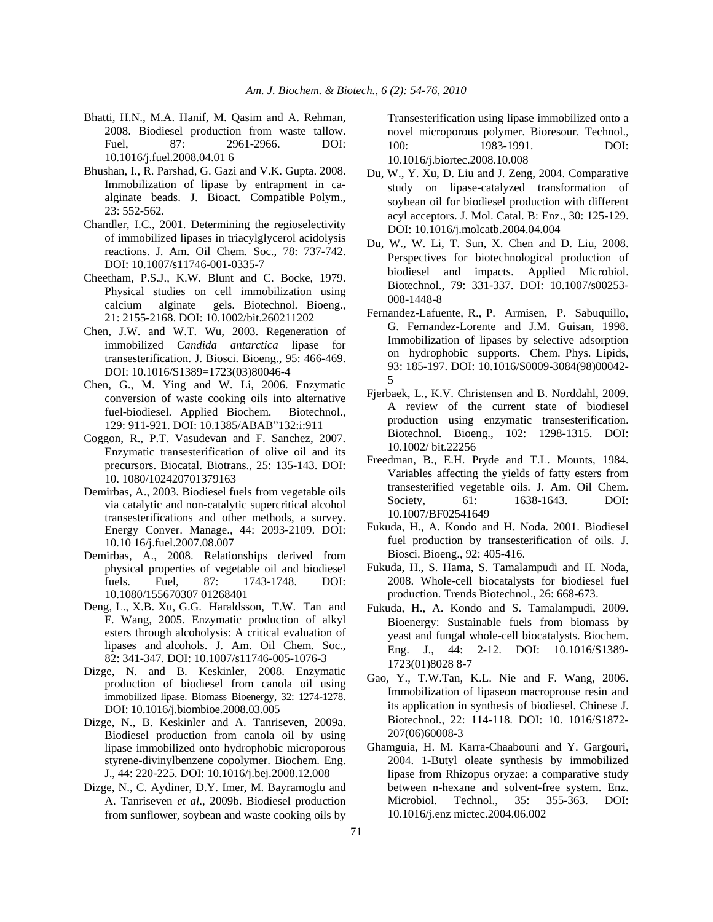Bhatti, H.N., M.A. Hanif, M. Qasim and A. Rehman, 2008. Biodiesel production from waste tallow. Fuel, 87: 2961-2966. DOI: 10.1016/j.fuel.2008.04.01 6

Bhushan, I., R. Parshad, G. Gazi and V.K. Gupta. 2008. Immobilization of lipase by entrapment in ca-alginate beads. J. Bioact. Compatible Polym., 23: 552-562.

Chandler, I.C., 2001. Determining the regioselectivity of immobilized lipases in triacylglycerol acidolysis reactions. J. Am. Oil Chem. Soc., 78: 737-742. DOI: 10.1007/s11746-001-0335-7

Cheetham, P.S.J., K.W. Blunt and C. Bocke, 1979. Physical studies on cell immobilization using calcium alginate gels. Biotechnol. Bioeng., 21: 2155-2168. DOI: 10.1002/bit.260211202

Chen, J.W. and W.T. Wu, 2003. Regeneration of immobilized *Candida antarctica* lipase for transesterification. J. Biosci. Bioeng., 95: 466-469. DOI: 10.1016/S1389=1723(03)80046-4

Chen, G., M. Ying and W. Li, 2006. Enzymatic conversion of waste cooking oils into alternative fuel-biodiesel. Applied Biochem. Biotechnol., 129: 911-921. DOI: 10.1385/ABAB"132:i:911

Coggon, R., P.T. Vasudevan and F. Sanchez, 2007. Enzymatic transesterification of olive oil and its precursors. Biocatal. Biotrans., 25: 135-143. DOI: 10. 1080/102420701379163

Demirbas, A., 2003. Biodiesel fuels from vegetable oils via catalytic and non-catalytic supercritical alcohol transesterifications and other methods, a survey. Energy Conver. Manage., 44: 2093-2109. DOI: 10.10 16/j.fuel.2007.08.007

Demirbas, A., 2008. Relationships derived from physical properties of vegetable oil and biodiesel fuels. Fuel, 87: 1743-1748. DOI: 10.1080/155670307 01268401

Deng, L., X.B. Xu, G.G. Haraldsson, T.W. Tan and F. Wang, 2005. Enzymatic production of alkyl esters through alcoholysis: A critical evaluation of lipases and alcohols. J. Am. Oil Chem. Soc., 82: 341-347. DOI: 10.1007/s11746-005-1076-3

Dizge, N. and B. Keskinler, 2008. Enzymatic production of biodiesel from canola oil using immobilized lipase. Biomass Bioenergy, 32: 1274-1278. DOI: 10.1016/j.biombioe.2008.03.005

Dizge, N., B. Keskinler and A. Tanriseven, 2009a. Biodiesel production from canola oil by using lipase immobilized onto hydrophobic microporous styrene-divinylbenzene copolymer. Biochem. Eng. J., 44: 220-225. DOI: 10.1016/j.bej.2008.12.008

Dizge, N., C. Aydiner, D.Y. Imer, M. Bayramoglu and A. Tanriseven *et al*., 2009b. Biodiesel production from sunflower, soybean and waste cooking oils by Transesterification using lipase immobilized onto a novel microporous polymer. Bioresour. Technol., 100: 1983-1991. DOI: 10.1016/j.biortec.2008.10.008

Du, W., Y. Xu, D. Liu and J. Zeng, 2004. Comparative study on lipase-catalyzed transformation of soybean oil for biodiesel production with different acyl acceptors. J. Mol. Catal. B: Enz., 30: 125-129. DOI: 10.1016/j.molcatb.2004.04.004

Du, W., W. Li, T. Sun, X. Chen and D. Liu, 2008. Perspectives for biotechnological production of biodiesel and impacts. Applied Microbiol. Biotechnol., 79: 331-337. DOI: 10.1007/s00253-008-1448-8

Fernandez-Lafuente, R., P. Armisen, P. Sabuquillo, G. Fernandez-Lorente and J.M. Guisan, 1998. Immobilization of lipases by selective adsorption on hydrophobic supports. Chem. Phys. Lipids, 93: 185-197. DOI: 10.1016/S0009-3084(98)00042-5

Fjerbaek, L., K.V. Christensen and B. Norddahl, 2009. A review of the current state of biodiesel production using enzymatic transesterification. Biotechnol. Bioeng., 102: 1298-1315. DOI: 10.1002/ bit.22256

Freedman, B., E.H. Pryde and T.L. Mounts, 1984. Variables affecting the yields of fatty esters from transesterified vegetable oils. J. Am. Oil Chem. Society, 61: 1638-1643. DOI: 10.1007/BF02541649

Fukuda, H., A. Kondo and H. Noda. 2001. Biodiesel fuel production by transesterification of oils. J. Biosci. Bioeng., 92: 405-416.

Fukuda, H., S. Hama, S. Tamalampudi and H. Noda, 2008. Whole-cell biocatalysts for biodiesel fuel production. Trends Biotechnol., 26: 668-673.

Fukuda, H., A. Kondo and S. Tamalampudi, 2009. Bioenergy: Sustainable fuels from biomass by yeast and fungal whole-cell biocatalysts. Biochem. Eng. J., 44: 2-12. DOI: 10.1016/S1389-1723(01)8028 8-7

Gao, Y., T.W.Tan, K.L. Nie and F. Wang, 2006. Immobilization of lipaseon macroprouse resin and its application in synthesis of biodiesel. Chinese J. Biotechnol., 22: 114-118. DOI: 10. 1016/S1872-207(06)60008-3

Ghamguia, H. M. Karra-Chaabouni and Y. Gargouri, 2004. 1-Butyl oleate synthesis by immobilized lipase from Rhizopus oryzae: a comparative study between n-hexane and solvent-free system. Enz. Microbiol. Technol., 35: 355-363. DOI: 10.1016/j.enz mictec.2004.06.002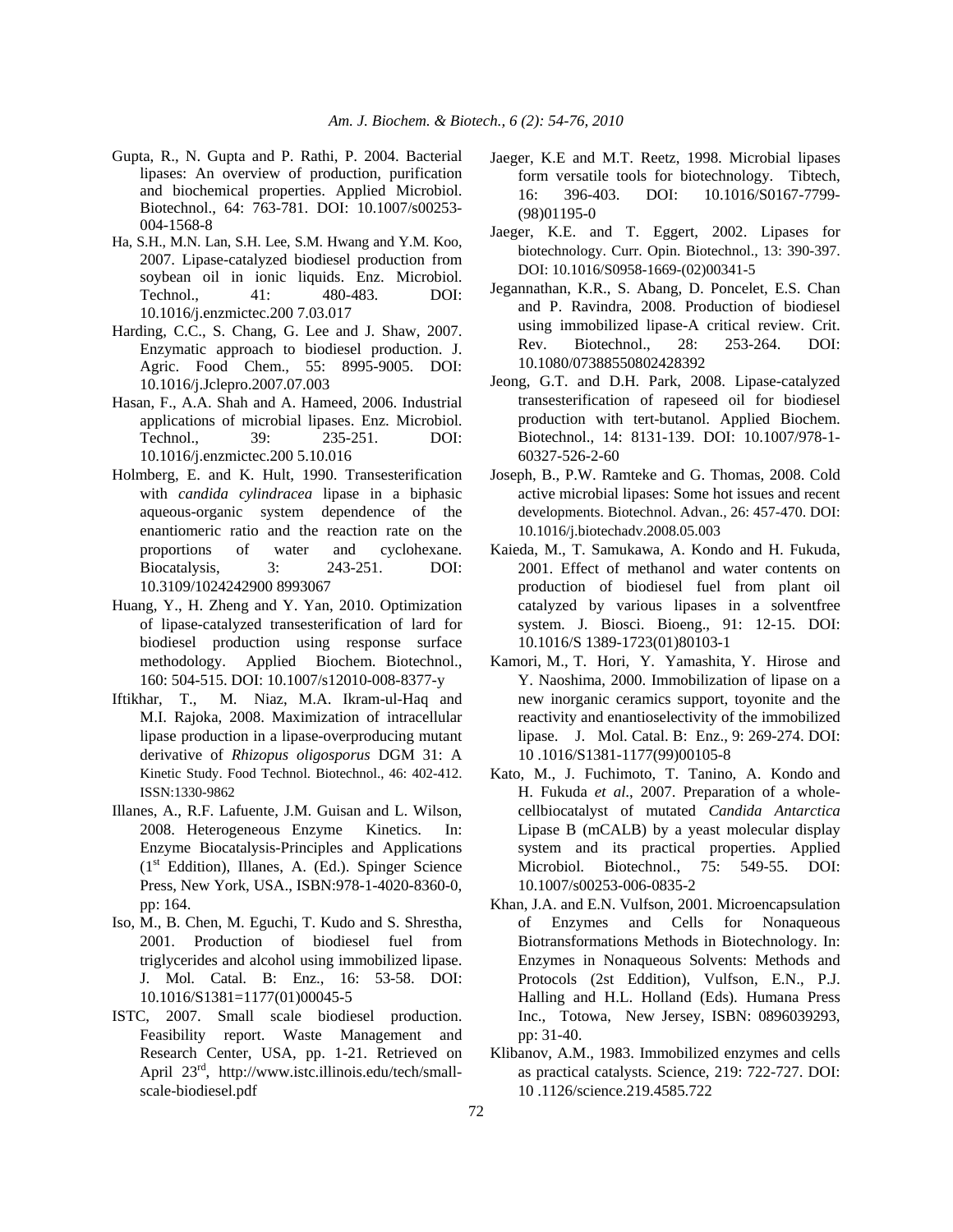Gupta, R., N. Gupta and P. Rathi, P. 2004. Bacterial lipases: An overview of production, purification and biochemical properties. Applied Microbiol. Biotechnol., 64: 763-781. DOI: 10.1007/s00253-004-1568-8

Ha, S.H., M.N. Lan, S.H. Lee, S.M. Hwang and Y.M. Koo, 2007. Lipase-catalyzed biodiesel production from soybean oil in ionic liquids. Enz. Microbiol. Technol., 41: 480-483. DOI: 10.1016/j.enzmictec.200 7.03.017

Harding, C.C., S. Chang, G. Lee and J. Shaw, 2007. Enzymatic approach to biodiesel production. J. Agric. Food Chem., 55: 8995-9005. DOI: 10.1016/j.Jclepro.2007.07.003

Hasan, F., A.A. Shah and A. Hameed, 2006. Industrial applications of microbial lipases. Enz. Microbiol. Technol., 39: 235-251. DOI: 10.1016/j.enzmictec.200 5.10.016

Holmberg, E. and K. Hult, 1990. Transesterification with *candida cylindracea* lipase in a biphasic aqueous-organic system dependence of the enantiomeric ratio and the reaction rate on the proportions of water and cyclohexane. Biocatalysis, 3: 243-251. DOI: 10.3109/1024242900 8993067

Huang, Y., H. Zheng and Y. Yan, 2010. Optimization of lipase-catalyzed transesterification of lard for biodiesel production using response surface methodology. Applied Biochem. Biotechnol., 160: 504-515. DOI: 10.1007/s12010-008-8377-y

Iftikhar, T., M. Niaz, M.A. Ikram-ul-Haq and M.I. Rajoka, 2008. Maximization of intracellular lipase production in a lipase-overproducing mutant derivative of *Rhizopus oligosporus* DGM 31: A Kinetic Study. Food Technol. Biotechnol., 46: 402-412. ISSN:1330-9862

Illanes, A., R.F. Lafuente, J.M. Guisan and L. Wilson, 2008. Heterogeneous Enzyme Kinetics. In: Enzyme Biocatalysis-Principles and Applications (1st Eddition), Illanes, A. (Ed.). Spinger Science Press, New York, USA., ISBN:978-1-4020-8360-0, pp: 164.

Iso, M., B. Chen, M. Eguchi, T. Kudo and S. Shrestha, 2001. Production of biodiesel fuel from triglycerides and alcohol using immobilized lipase. J. Mol. Catal. B: Enz., 16: 53-58. DOI: 10.1016/S1381=1177(01)00045-5

ISTC, 2007. Small scale biodiesel production. Feasibility report. Waste Management and Research Center, USA, pp. 1-21. Retrieved on April 23rd, http://www.istc.illinois.edu/tech/small-scale-biodiesel.pdf

Jaeger, K.E and M.T. Reetz, 1998. Microbial lipases form versatile tools for biotechnology. Tibtech, 16: 396-403. DOI: 10.1016/S0167-7799-(98)01195-0

Jaeger, K.E. and T. Eggert, 2002. Lipases for biotechnology. Curr. Opin. Biotechnol., 13: 390-397. DOI: 10.1016/S0958-1669-(02)00341-5

Jegannathan, K.R., S. Abang, D. Poncelet, E.S. Chan and P. Ravindra, 2008. Production of biodiesel using immobilized lipase-A critical review. Crit. Rev. Biotechnol., 28: 253-264. DOI: 10.1080/07388550802428392

Jeong, G.T. and D.H. Park, 2008. Lipase-catalyzed transesterification of rapeseed oil for biodiesel production with tert-butanol. Applied Biochem. Biotechnol., 14: 8131-139. DOI: 10.1007/978-1-60327-526-2-60

Joseph, B., P.W. Ramteke and G. Thomas, 2008. Cold active microbial lipases: Some hot issues and recent developments. Biotechnol. Advan., 26: 457-470. DOI: 10.1016/j.biotechadv.2008.05.003

Kaieda, M., T. Samukawa, A. Kondo and H. Fukuda, 2001. Effect of methanol and water contents on production of biodiesel fuel from plant oil catalyzed by various lipases in a solventfree system. J. Biosci. Bioeng., 91: 12-15. DOI: 10.1016/S 1389-1723(01)80103-1

Kamori, M., T. Hori, Y. Yamashita, Y. Hirose and Y. Naoshima, 2000. Immobilization of lipase on a new inorganic ceramics support, toyonite and the reactivity and enantioselectivity of the immobilized lipase. J. Mol. Catal. B: Enz., 9: 269-274. DOI: 10 .1016/S1381-1177(99)00105-8

Kato, M., J. Fuchimoto, T. Tanino, A. Kondo and H. Fukuda *et al*., 2007. Preparation of a whole-cellbiocatalyst of mutated *Candida Antarctica* Lipase B (mCALB) by a yeast molecular display system and its practical properties. Applied Microbiol. Biotechnol., 75: 549-55. DOI: 10.1007/s00253-006-0835-2

Khan, J.A. and E.N. Vulfson, 2001. Microencapsulation of Enzymes and Cells for Nonaqueous Biotransformations Methods in Biotechnology. In: Enzymes in Nonaqueous Solvents: Methods and Protocols (2st Eddition), Vulfson, E.N., P.J. Halling and H.L. Holland (Eds). Humana Press Inc., Totowa, New Jersey, ISBN: 0896039293, pp: 31-40.

Klibanov, A.M., 1983. Immobilized enzymes and cells as practical catalysts. Science, 219: 722-727. DOI: 10 .1126/science.219.4585.722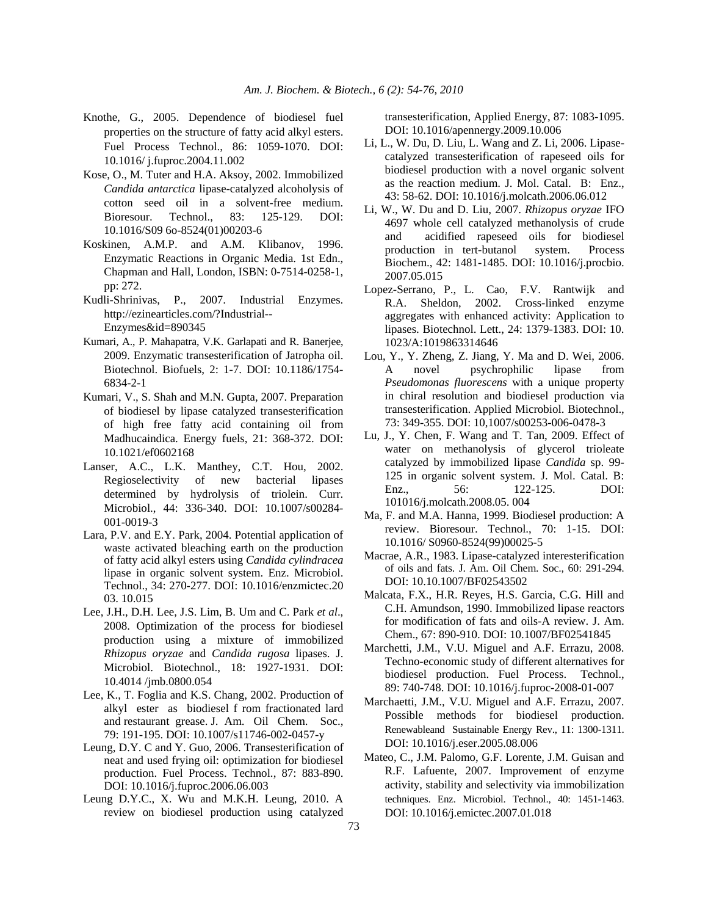Knothe, G., 2005. Dependence of biodiesel fuel properties on the structure of fatty acid alkyl esters. Fuel Process Technol., 86: 1059-1070. DOI: 10.1016/ j.fuproc.2004.11.002

Kose, O., M. Tuter and H.A. Aksoy, 2002. Immobilized *Candida antarctica* lipase-catalyzed alcoholysis of cotton seed oil in a solvent-free medium. Bioresour. Technol., 83: 125-129. DOI: 10.1016/S09 6o-8524(01)00203-6

Koskinen, A.M.P. and A.M. Klibanov, 1996. Enzymatic Reactions in Organic Media. 1st Edn., Chapman and Hall, London, ISBN: 0-7514-0258-1, pp: 272.

Kudli-Shrinivas, P., 2007. Industrial Enzymes. http://ezinearticles.com/?Industrial--Enzymes&id=890345

Kumari, A., P. Mahapatra, V.K. Garlapati and R. Banerjee, 2009. Enzymatic transesterification of Jatropha oil. Biotechnol. Biofuels, 2: 1-7. DOI: 10.1186/1754-6834-2-1

Kumari, V., S. Shah and M.N. Gupta, 2007. Preparation of biodiesel by lipase catalyzed transesterification of high free fatty acid containing oil from Madhucaindica. Energy fuels, 21: 368-372. DOI: 10.1021/ef0602168

Lanser, A.C., L.K. Manthey, C.T. Hou, 2002. Regioselectivity of new bacterial lipases determined by hydrolysis of triolein. Curr. Microbiol., 44: 336-340. DOI: 10.1007/s00284-001-0019-3

Lara, P.V. and E.Y. Park, 2004. Potential application of waste activated bleaching earth on the production of fatty acid alkyl esters using *Candida cylindracea* lipase in organic solvent system. Enz. Microbiol. Technol., 34: 270-277. DOI: 10.1016/enzmictec.20 03. 10.015

Lee, J.H., D.H. Lee, J.S. Lim, B. Um and C. Park *et al*., 2008. Optimization of the process for biodiesel production using a mixture of immobilized *Rhizopus oryzae* and *Candida rugosa* lipases. J. Microbiol. Biotechnol., 18: 1927-1931. DOI: 10.4014 /jmb.0800.054

Lee, K., T. Foglia and K.S. Chang, 2002. Production of alkyl ester as biodiesel f rom fractionated lard and restaurant grease. J. Am. Oil Chem. Soc., 79: 191-195. DOI: 10.1007/s11746-002-0457-y

Leung, D.Y. C and Y. Guo, 2006. Transesterification of neat and used frying oil: optimization for biodiesel production. Fuel Process. Technol., 87: 883-890. DOI: 10.1016/j.fuproc.2006.06.003

Leung D.Y.C., X. Wu and M.K.H. Leung, 2010. A review on biodiesel production using catalyzed transesterification, Applied Energy, 87: 1083-1095. DOI: 10.1016/apennergy.2009.10.006

Li, L., W. Du, D. Liu, L. Wang and Z. Li, 2006. Lipase-catalyzed transesterification of rapeseed oils for biodiesel production with a novel organic solvent as the reaction medium. J. Mol. Catal. B: Enz., 43: 58-62. DOI: 10.1016/j.molcath.2006.06.012

Li, W., W. Du and D. Liu, 2007. *Rhizopus oryzae* IFO 4697 whole cell catalyzed methanolysis of crude and acidified rapeseed oils for biodiesel production in tert-butanol system. Process Biochem., 42: 1481-1485. DOI: 10.1016/j.procbio. 2007.05.015

Lopez-Serrano, P., L. Cao, F.V. Rantwijk and R.A. Sheldon, 2002. Cross-linked enzyme aggregates with enhanced activity: Application to lipases. Biotechnol. Lett., 24: 1379-1383. DOI: 10. 1023/A:1019863314646

Lou, Y., Y. Zheng, Z. Jiang, Y. Ma and D. Wei, 2006. A novel psychrophilic lipase from *Pseudomonas fluorescens* with a unique property in chiral resolution and biodiesel production via transesterification. Applied Microbiol. Biotechnol., 73: 349-355. DOI: 10,1007/s00253-006-0478-3

Lu, J., Y. Chen, F. Wang and T. Tan, 2009. Effect of water on methanolysis of glycerol trioleate catalyzed by immobilized lipase *Candida* sp. 99-125 in organic solvent system. J. Mol. Catal. B: Enz., 56: 122-125. DOI: 101016/j.molcath.2008.05. 004

Ma, F. and M.A. Hanna, 1999. Biodiesel production: A review. Bioresour. Technol., 70: 1-15. DOI: 10.1016/ S0960-8524(99)00025-5

Macrae, A.R., 1983. Lipase-catalyzed interesterification of oils and fats. J. Am. Oil Chem. Soc., 60: 291-294. DOI: 10.10.1007/BF02543502

Malcata, F.X., H.R. Reyes, H.S. Garcia, C.G. Hill and C.H. Amundson, 1990. Immobilized lipase reactors for modification of fats and oils-A review. J. Am. Chem., 67: 890-910. DOI: 10.1007/BF02541845

Marchetti, J.M., V.U. Miguel and A.F. Errazu, 2008. Techno-economic study of different alternatives for biodiesel production. Fuel Process. Technol., 89: 740-748. DOI: 10.1016/j.fuproc-2008-01-007

Marchaetti, J.M., V.U. Miguel and A.F. Errazu, 2007. Possible methods for biodiesel production. Renewableand Sustainable Energy Rev., 11: 1300-1311. DOI: 10.1016/j.eser.2005.08.006

Mateo, C., J.M. Palomo, G.F. Lorente, J.M. Guisan and R.F. Lafuente, 2007. Improvement of enzyme activity, stability and selectivity via immobilization techniques. Enz. Microbiol. Technol., 40: 1451-1463. DOI: 10.1016/j.emictec.2007.01.018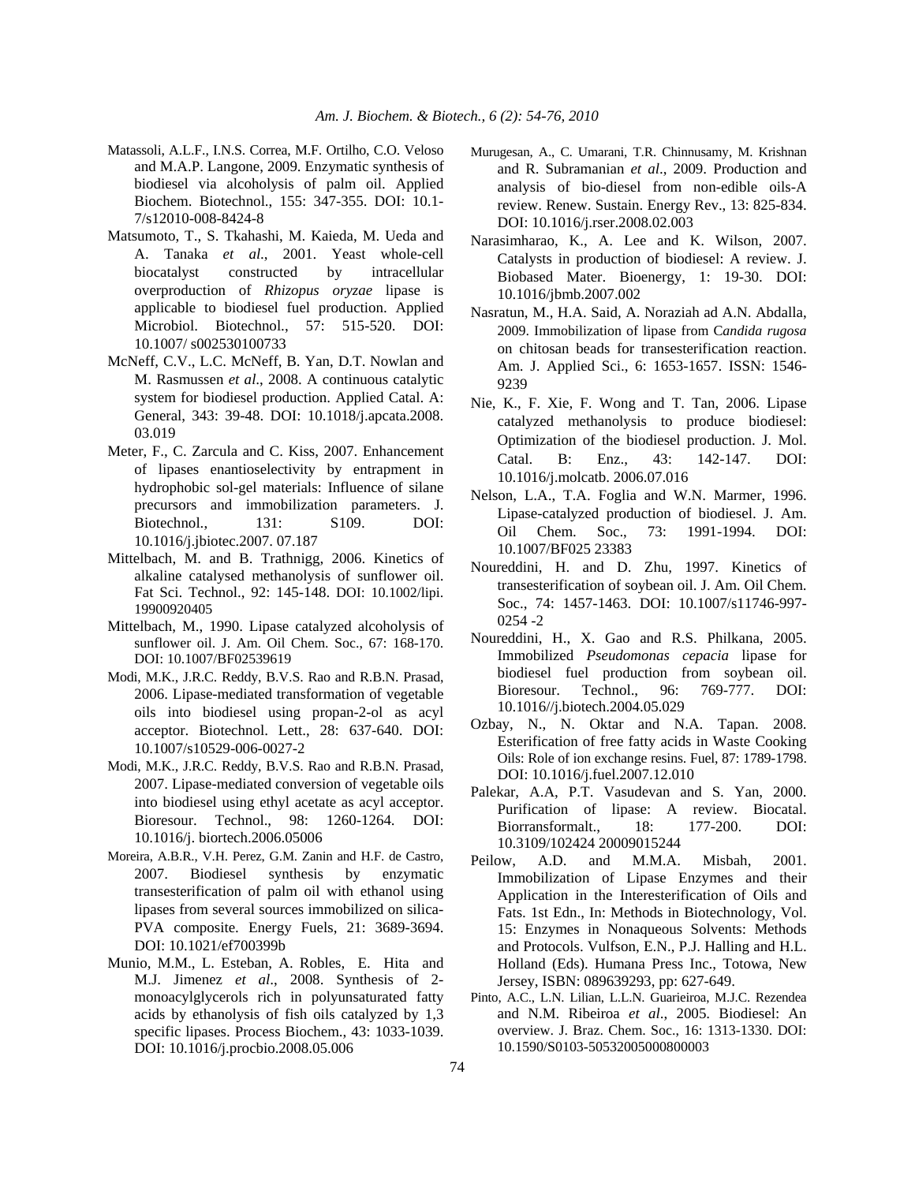Matassoli, A.L.F., I.N.S. Correa, M.F. Ortilho, C.O. Veloso and M.A.P. Langone, 2009. Enzymatic synthesis of biodiesel via alcoholysis of palm oil. Applied Biochem. Biotechnol., 155: 347-355. DOI: 10.1-7/s12010-008-8424-8

Matsumoto, T., S. Tkahashi, M. Kaieda, M. Ueda and A. Tanaka *et al*., 2001. Yeast whole-cell biocatalyst constructed by intracellular overproduction of *Rhizopus oryzae* lipase is applicable to biodiesel fuel production. Applied Microbiol. Biotechnol., 57: 515-520. DOI: 10.1007/ s002530100733

McNeff, C.V., L.C. McNeff, B. Yan, D.T. Nowlan and M. Rasmussen *et al*., 2008. A continuous catalytic system for biodiesel production. Applied Catal. A: General, 343: 39-48. DOI: 10.1018/j.apcata.2008. 03.019

Meter, F., C. Zarcula and C. Kiss, 2007. Enhancement of lipases enantioselectivity by entrapment in hydrophobic sol-gel materials: Influence of silane precursors and immobilization parameters. J. Biotechnol., 131: S109. DOI: 10.1016/j.jbiotec.2007. 07.187

Mittelbach, M. and B. Trathnigg, 2006. Kinetics of alkaline catalysed methanolysis of sunflower oil. Fat Sci. Technol., 92: 145-148. DOI: 10.1002/lipi. 19900920405

Mittelbach, M., 1990. Lipase catalyzed alcoholysis of sunflower oil. J. Am. Oil Chem. Soc., 67: 168-170. DOI: 10.1007/BF02539619

Modi, M.K., J.R.C. Reddy, B.V.S. Rao and R.B.N. Prasad, 2006. Lipase-mediated transformation of vegetable oils into biodiesel using propan-2-ol as acyl acceptor. Biotechnol. Lett., 28: 637-640. DOI: 10.1007/s10529-006-0027-2

Modi, M.K., J.R.C. Reddy, B.V.S. Rao and R.B.N. Prasad, 2007. Lipase-mediated conversion of vegetable oils into biodiesel using ethyl acetate as acyl acceptor. Bioresour. Technol., 98: 1260-1264. DOI: 10.1016/j. biortech.2006.05006

Moreira, A.B.R., V.H. Perez, G.M. Zanin and H.F. de Castro, 2007. Biodiesel synthesis by enzymatic transesterification of palm oil with ethanol using lipases from several sources immobilized on silica-PVA composite. Energy Fuels, 21: 3689-3694. DOI: 10.1021/ef700399b

Munio, M.M., L. Esteban, A. Robles, E. Hita and M.J. Jimenez *et al*., 2008. Synthesis of 2-monoacylglycerols rich in polyunsaturated fatty acids by ethanolysis of fish oils catalyzed by 1,3 specific lipases. Process Biochem., 43: 1033-1039. DOI: 10.1016/j.procbio.2008.05.006

Murugesan, A., C. Umarani, T.R. Chinnusamy, M. Krishnan and R. Subramanian *et al*., 2009. Production and analysis of bio-diesel from non-edible oils-A review. Renew. Sustain. Energy Rev., 13: 825-834. DOI: 10.1016/j.rser.2008.02.003

Narasimharao, K., A. Lee and K. Wilson, 2007. Catalysts in production of biodiesel: A review. J. Biobased Mater. Bioenergy, 1: 19-30. DOI: 10.1016/jbmb.2007.002

Nasratun, M., H.A. Said, A. Noraziah ad A.N. Abdalla, 2009. Immobilization of lipase from C*andida rugosa* on chitosan beads for transesterification reaction. Am. J. Applied Sci., 6: 1653-1657. ISSN: 1546-9239

Nie, K., F. Xie, F. Wong and T. Tan, 2006. Lipase catalyzed methanolysis to produce biodiesel: Optimization of the biodiesel production. J. Mol. Catal. B: Enz., 43: 142-147. DOI: 10.1016/j.molcatb. 2006.07.016

Nelson, L.A., T.A. Foglia and W.N. Marmer, 1996. Lipase-catalyzed production of biodiesel. J. Am. Oil Chem. Soc., 73: 1991-1994. DOI: 10.1007/BF025 23383

Noureddini, H. and D. Zhu, 1997. Kinetics of transesterification of soybean oil. J. Am. Oil Chem. Soc., 74: 1457-1463. DOI: 10.1007/s11746-997-0254 -2

Noureddini, H., X. Gao and R.S. Philkana, 2005. Immobilized *Pseudomonas cepacia* lipase for biodiesel fuel production from soybean oil. Bioresour. Technol., 96: 769-777. DOI: 10.1016//j.biotech.2004.05.029

Ozbay, N., N. Oktar and N.A. Tapan. 2008. Esterification of free fatty acids in Waste Cooking Oils: Role of ion exchange resins. Fuel, 87: 1789-1798. DOI: 10.1016/j.fuel.2007.12.010

Palekar, A.A, P.T. Vasudevan and S. Yan, 2000. Purification of lipase: A review. Biocatal. Biorransformalt., 18: 177-200. DOI: 10.3109/102424 20009015244

Peilow, A.D. and M.M.A. Misbah, 2001. Immobilization of Lipase Enzymes and their Application in the Interesterification of Oils and Fats. 1st Edn., In: Methods in Biotechnology, Vol. 15: Enzymes in Nonaqueous Solvents: Methods and Protocols. Vulfson, E.N., P.J. Halling and H.L. Holland (Eds). Humana Press Inc., Totowa, New Jersey, ISBN: 089639293, pp: 627-649.

Pinto, A.C., L.N. Lilian, L.L.N. Guarieiroa, M.J.C. Rezendea and N.M. Ribeiroa *et al*., 2005. Biodiesel: An overview. J. Braz. Chem. Soc., 16: 1313-1330. DOI: 10.1590/S0103-50532005000800003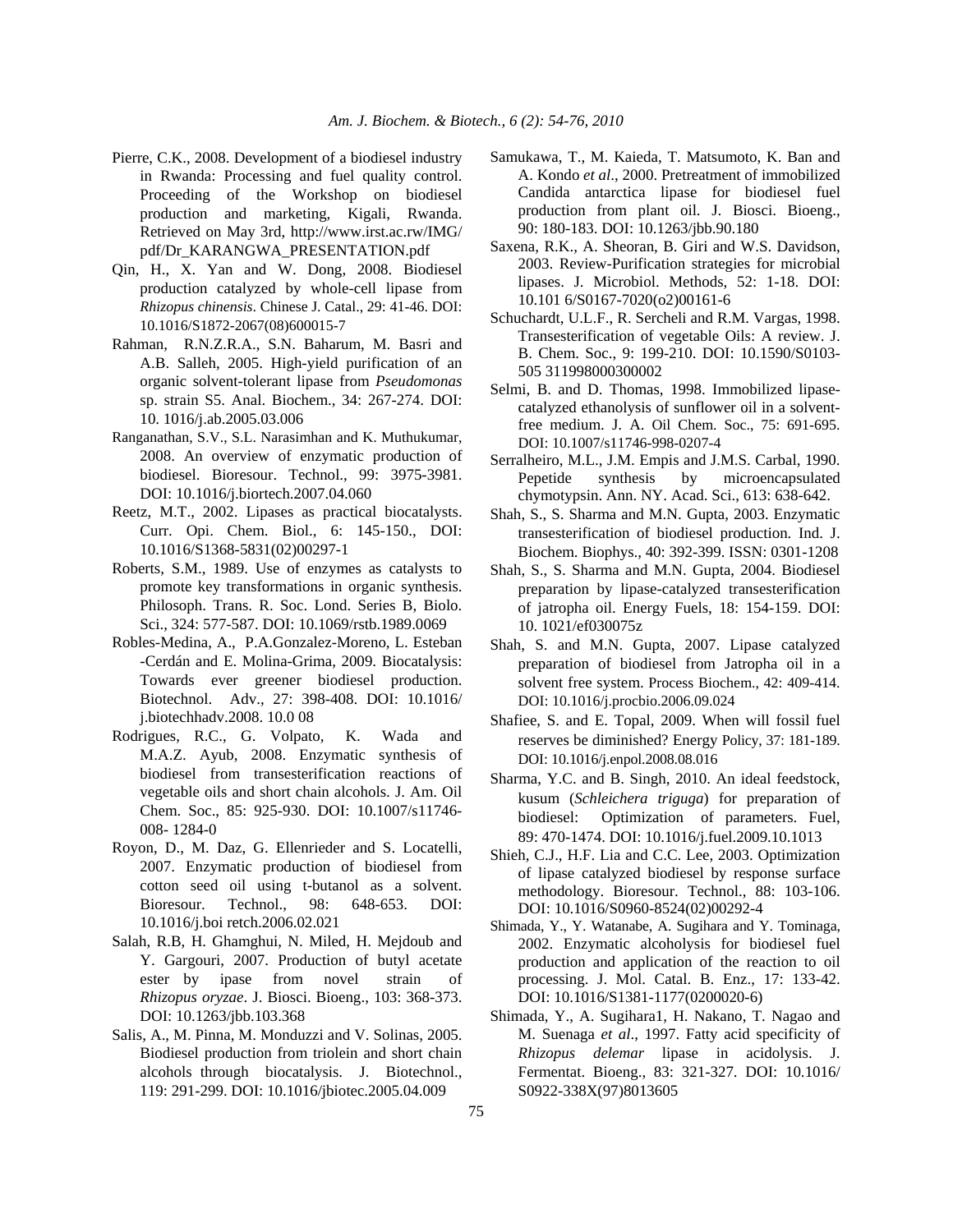Pierre, C.K., 2008. Development of a biodiesel industry in Rwanda: Processing and fuel quality control. Proceeding of the Workshop on biodiesel production and marketing, Kigali, Rwanda. Retrieved on May 3rd, http://www.irst.ac.rw/IMG/pdf/Dr_KARANGWA_PRESENTATION.pdf

Qin, H., X. Yan and W. Dong, 2008. Biodiesel production catalyzed by whole-cell lipase from *Rhizopus chinensis*. Chinese J. Catal., 29: 41-46. DOI: 10.1016/S1872-2067(08)600015-7

Rahman, R.N.Z.R.A., S.N. Baharum, M. Basri and A.B. Salleh, 2005. High-yield purification of an organic solvent-tolerant lipase from *Pseudomonas* sp. strain S5. Anal. Biochem., 34: 267-274. DOI: 10. 1016/j.ab.2005.03.006

Ranganathan, S.V., S.L. Narasimhan and K. Muthukumar, 2008. An overview of enzymatic production of biodiesel. Bioresour. Technol., 99: 3975-3981. DOI: 10.1016/j.biortech.2007.04.060

Reetz, M.T., 2002. Lipases as practical biocatalysts. Curr. Opi. Chem. Biol., 6: 145-150., DOI: 10.1016/S1368-5831(02)00297-1

Roberts, S.M., 1989. Use of enzymes as catalysts to promote key transformations in organic synthesis. Philosoph. Trans. R. Soc. Lond. Series B, Biolo. Sci., 324: 577-587. DOI: 10.1069/rstb.1989.0069

Robles-Medina, A., P.A.Gonzalez-Moreno, L. Esteban -Cerdán and E. Molina-Grima, 2009. Biocatalysis: Towards ever greener biodiesel production. Biotechnol. Adv., 27: 398-408. DOI: 10.1016/ j.biotechhadv.2008. 10.0 08

Rodrigues, R.C., G. Volpato, K. Wada and M.A.Z. Ayub, 2008. Enzymatic synthesis of biodiesel from transesterification reactions of vegetable oils and short chain alcohols. J. Am. Oil Chem. Soc., 85: 925-930. DOI: 10.1007/s11746-008- 1284-0

Royon, D., M. Daz, G. Ellenrieder and S. Locatelli, 2007. Enzymatic production of biodiesel from cotton seed oil using t-butanol as a solvent. Bioresour. Technol., 98: 648-653. DOI: 10.1016/j.boi retch.2006.02.021

Salah, R.B, H. Ghamghui, N. Miled, H. Mejdoub and Y. Gargouri, 2007. Production of butyl acetate ester by ipase from novel strain of *Rhizopus oryzae*. J. Biosci. Bioeng., 103: 368-373. DOI: 10.1263/jbb.103.368

Salis, A., M. Pinna, M. Monduzzi and V. Solinas, 2005. Biodiesel production from triolein and short chain alcohols through biocatalysis. J. Biotechnol., 119: 291-299. DOI: 10.1016/jbiotec.2005.04.009

Samukawa, T., M. Kaieda, T. Matsumoto, K. Ban and A. Kondo *et al*., 2000. Pretreatment of immobilized Candida antarctica lipase for biodiesel fuel production from plant oil. J. Biosci. Bioeng., 90: 180-183. DOI: 10.1263/jbb.90.180

Saxena, R.K., A. Sheoran, B. Giri and W.S. Davidson, 2003. Review-Purification strategies for microbial lipases. J. Microbiol. Methods, 52: 1-18. DOI: 10.101 6/S0167-7020(o2)00161-6

Schuchardt, U.L.F., R. Sercheli and R.M. Vargas, 1998. Transesterification of vegetable Oils: A review. J. B. Chem. Soc., 9: 199-210. DOI: 10.1590/S0103-505 311998000300002

Selmi, B. and D. Thomas, 1998. Immobilized lipase-catalyzed ethanolysis of sunflower oil in a solvent-free medium. J. A. Oil Chem. Soc., 75: 691-695. DOI: 10.1007/s11746-998-0207-4

Serralheiro, M.L., J.M. Empis and J.M.S. Carbal, 1990. Pepetide synthesis by microencapsulated chymotypsin. Ann. NY. Acad. Sci., 613: 638-642.

Shah, S., S. Sharma and M.N. Gupta, 2003. Enzymatic transesterification of biodiesel production. Ind. J. Biochem. Biophys., 40: 392-399. ISSN: 0301-1208

Shah, S., S. Sharma and M.N. Gupta, 2004. Biodiesel preparation by lipase-catalyzed transesterification of jatropha oil. Energy Fuels, 18: 154-159. DOI: 10. 1021/ef030075z

Shah, S. and M.N. Gupta, 2007. Lipase catalyzed preparation of biodiesel from Jatropha oil in a solvent free system. Process Biochem., 42: 409-414. DOI: 10.1016/j.procbio.2006.09.024

Shafiee, S. and E. Topal, 2009. When will fossil fuel reserves be diminished? Energy Policy, 37: 181-189. DOI: 10.1016/j.enpol.2008.08.016

Sharma, Y.C. and B. Singh, 2010. An ideal feedstock, kusum (*Schleichera triguga*) for preparation of biodiesel: Optimization of parameters. Fuel, 89: 470-1474. DOI: 10.1016/j.fuel.2009.10.1013

Shieh, C.J., H.F. Lia and C.C. Lee, 2003. Optimization of lipase catalyzed biodiesel by response surface methodology. Bioresour. Technol., 88: 103-106. DOI: 10.1016/S0960-8524(02)00292-4

Shimada, Y., Y. Watanabe, A. Sugihara and Y. Tominaga, 2002. Enzymatic alcoholysis for biodiesel fuel production and application of the reaction to oil processing. J. Mol. Catal. B. Enz., 17: 133-42. DOI: 10.1016/S1381-1177(0200020-6)

Shimada, Y., A. Sugihara1, H. Nakano, T. Nagao and M. Suenaga *et al*., 1997. Fatty acid specificity of *Rhizopus delemar* lipase in acidolysis. J. Fermentat. Bioeng., 83: 321-327. DOI: 10.1016/ S0922-338X(97)8013605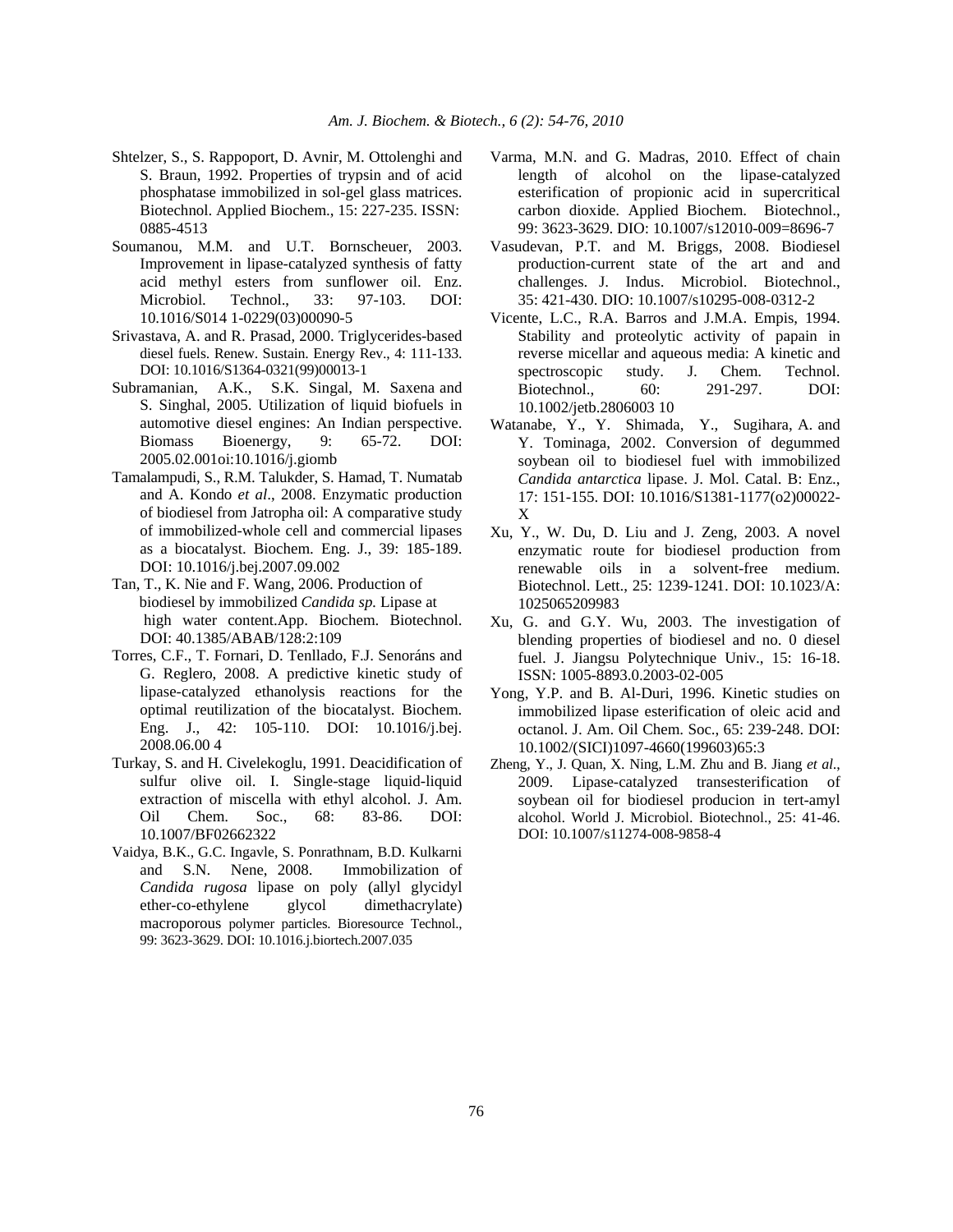Shtelzer, S., S. Rappoport, D. Avnir, M. Ottolenghi and S. Braun, 1992. Properties of trypsin and of acid phosphatase immobilized in sol-gel glass matrices. Biotechnol. Applied Biochem., 15: 227-235. ISSN: 0885-4513

Soumanou, M.M. and U.T. Bornscheuer, 2003. Improvement in lipase-catalyzed synthesis of fatty acid methyl esters from sunflower oil. Enz. Microbiol. Technol., 33: 97-103. DOI: 10.1016/S014 1-0229(03)00090-5

Srivastava, A. and R. Prasad, 2000. Triglycerides-based diesel fuels. Renew. Sustain. Energy Rev., 4: 111-133. DOI: 10.1016/S1364-0321(99)00013-1

Subramanian, A.K., S.K. Singal, M. Saxena and S. Singhal, 2005. Utilization of liquid biofuels in automotive diesel engines: An Indian perspective. Biomass Bioenergy, 9: 65-72. DOI: 2005.02.001oi:10.1016/j.giomb

Tamalampudi, S., R.M. Talukder, S. Hamad, T. Numatab and A. Kondo *et al*., 2008. Enzymatic production of biodiesel from Jatropha oil: A comparative study of immobilized-whole cell and commercial lipases as a biocatalyst. Biochem. Eng. J., 39: 185-189. DOI: 10.1016/j.bej.2007.09.002

Tan, T., K. Nie and F. Wang, 2006. Production of biodiesel by immobilized *Candida sp.* Lipase at high water content.App. Biochem. Biotechnol. DOI: 40.1385/ABAB/128:2:109

Torres, C.F., T. Fornari, D. Tenllado, F.J. Senoráns and G. Reglero, 2008. A predictive kinetic study of lipase-catalyzed ethanolysis reactions for the optimal reutilization of the biocatalyst. Biochem. Eng. J., 42: 105-110. DOI: 10.1016/j.bej. 2008.06.00 4

Turkay, S. and H. Civelekoglu, 1991. Deacidification of sulfur olive oil. I. Single-stage liquid-liquid extraction of miscella with ethyl alcohol. J. Am. Oil Chem. Soc., 68: 83-86. DOI: 10.1007/BF02662322

Vaidya, B.K., G.C. Ingavle, S. Ponrathnam, B.D. Kulkarni and S.N. Nene, 2008. Immobilization of *Candida rugosa* lipase on poly (allyl glycidyl ether-co-ethylene glycol dimethacrylate) macroporous polymer particles. Bioresource Technol., 99: 3623-3629. DOI: 10.1016.j.biortech.2007.035

Varma, M.N. and G. Madras, 2010. Effect of chain length of alcohol on the lipase-catalyzed esterification of propionic acid in supercritical carbon dioxide. Applied Biochem. Biotechnol., 99: 3623-3629. DIO: 10.1007/s12010-009=8696-7

Vasudevan, P.T. and M. Briggs, 2008. Biodiesel production-current state of the art and and challenges. J. Indus. Microbiol. Biotechnol., 35: 421-430. DIO: 10.1007/s10295-008-0312-2

Vicente, L.C., R.A. Barros and J.M.A. Empis, 1994. Stability and proteolytic activity of papain in reverse micellar and aqueous media: A kinetic and spectroscopic study. J. Chem. Technol. Biotechnol., 60: 291-297. DOI: 10.1002/jetb.2806003 10

Watanabe, Y., Y. Shimada, Y., Sugihara, A. and Y. Tominaga, 2002. Conversion of degummed soybean oil to biodiesel fuel with immobilized *Candida antarctica* lipase. J. Mol. Catal. B: Enz., 17: 151-155. DOI: 10.1016/S1381-1177(o2)00022-X

Xu, Y., W. Du, D. Liu and J. Zeng, 2003. A novel enzymatic route for biodiesel production from renewable oils in a solvent-free medium. Biotechnol. Lett., 25: 1239-1241. DOI: 10.1023/A: 1025065209983

Xu, G. and G.Y. Wu, 2003. The investigation of blending properties of biodiesel and no. 0 diesel fuel. J. Jiangsu Polytechnique Univ., 15: 16-18. ISSN: 1005-8893.0.2003-02-005

Yong, Y.P. and B. Al-Duri, 1996. Kinetic studies on immobilized lipase esterification of oleic acid and octanol. J. Am. Oil Chem. Soc., 65: 239-248. DOI: 10.1002/(SICI)1097-4660(199603)65:3

Zheng, Y., J. Quan, X. Ning, L.M. Zhu and B. Jiang *et al*., 2009. Lipase-catalyzed transesterification of soybean oil for biodiesel producion in tert-amyl alcohol. World J. Microbiol. Biotechnol., 25: 41-46. DOI: 10.1007/s11274-008-9858-4